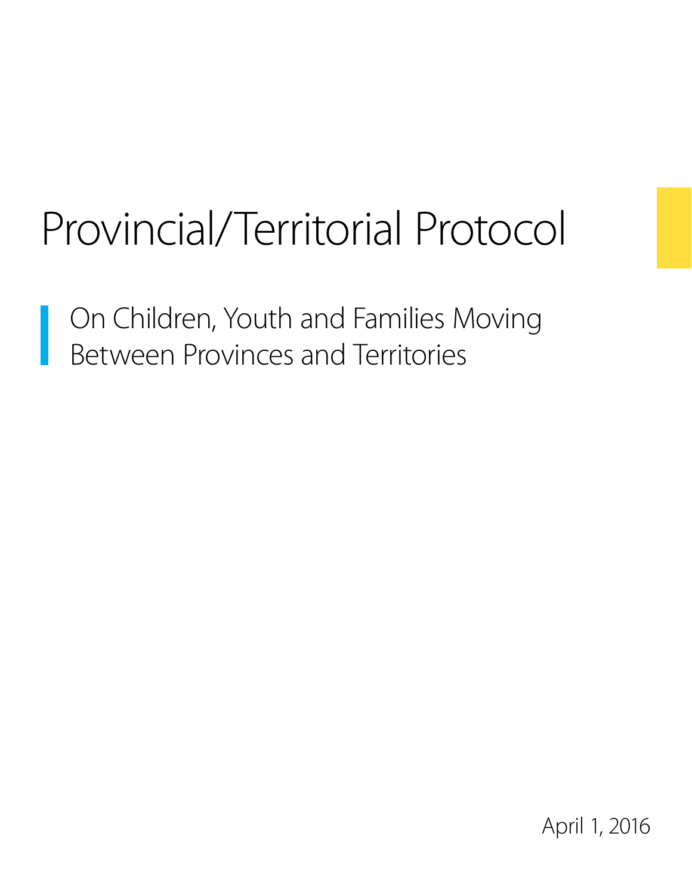# Provincial/Territorial Protocol

## On Children, Youth and Families Moving Between Provinces and Territories

April 1, 2016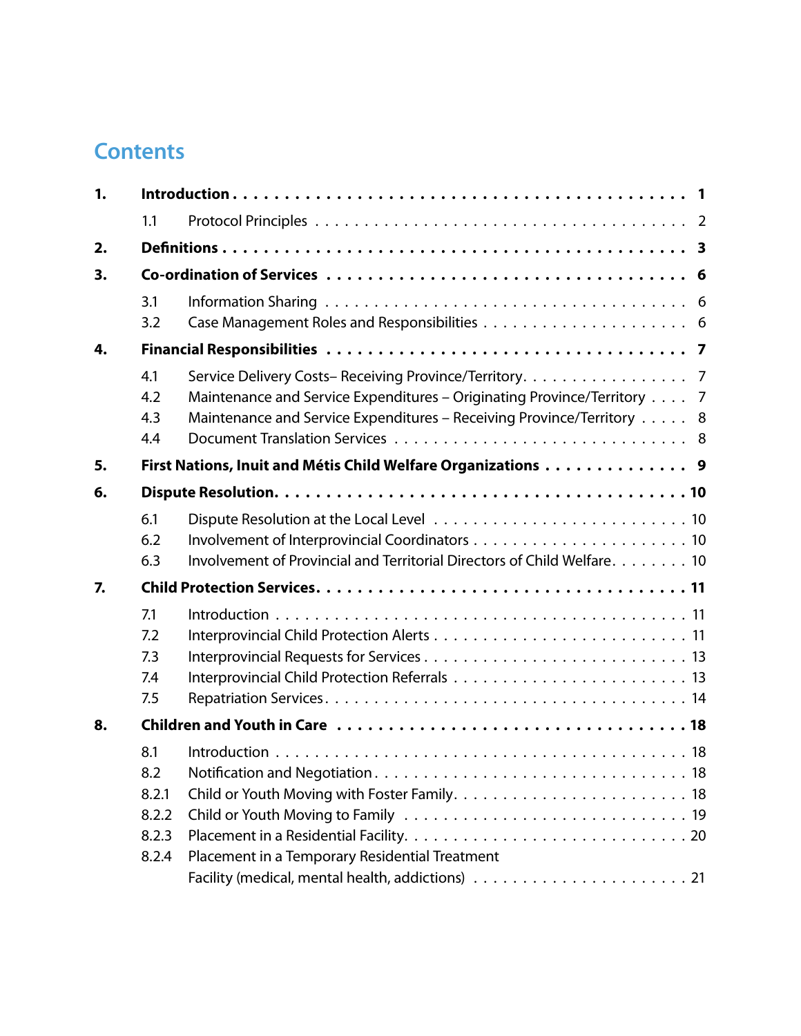# Contents

| | | |
|---|---|---|
| **1.** | **Introduction** | **1** |
| 1.1 | Protocol Principles | 2 |
| **2.** | **Definitions** | **3** |
| **3.** | **Co-ordination of Services** | **6** |
| 3.1 | Information Sharing | 6 |
| 3.2 | Case Management Roles and Responsibilities | 6 |
| **4.** | **Financial Responsibilities** | **7** |
| 4.1 | Service Delivery Costs– Receiving Province/Territory | 7 |
| 4.2 | Maintenance and Service Expenditures – Originating Province/Territory | 7 |
| 4.3 | Maintenance and Service Expenditures – Receiving Province/Territory | 8 |
| 4.4 | Document Translation Services | 8 |
| **5.** | **First Nations, Inuit and Métis Child Welfare Organizations** | **9** |
| **6.** | **Dispute Resolution** | **10** |
| 6.1 | Dispute Resolution at the Local Level | 10 |
| 6.2 | Involvement of Interprovincial Coordinators | 10 |
| 6.3 | Involvement of Provincial and Territorial Directors of Child Welfare | 10 |
| **7.** | **Child Protection Services** | **11** |
| 7.1 | Introduction | 11 |
| 7.2 | Interprovincial Child Protection Alerts | 11 |
| 7.3 | Interprovincial Requests for Services | 13 |
| 7.4 | Interprovincial Child Protection Referrals | 13 |
| 7.5 | Repatriation Services | 14 |
| **8.** | **Children and Youth in Care** | **18** |
| 8.1 | Introduction | 18 |
| 8.2 | Notification and Negotiation | 18 |
| 8.2.1 | Child or Youth Moving with Foster Family | 18 |
| 8.2.2 | Child or Youth Moving to Family | 19 |
| 8.2.3 | Placement in a Residential Facility | 20 |
| 8.2.4 | Placement in a Temporary Residential Treatment Facility (medical, mental health, addictions) | 21 |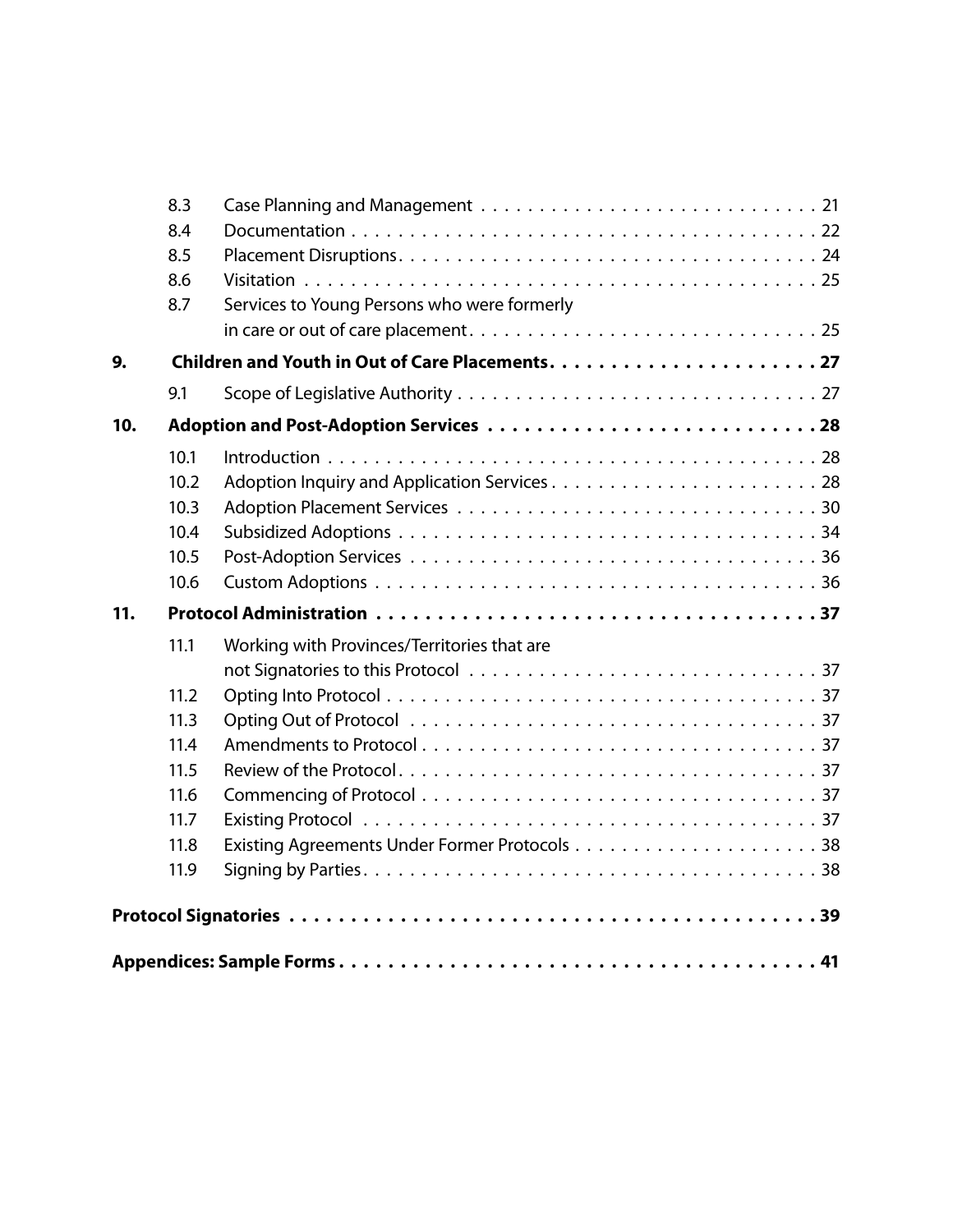| | | | |
|---|---|---|---|
| | 8.3 | Case Planning and Management | 21 |
| | 8.4 | Documentation | 22 |
| | 8.5 | Placement Disruptions | 24 |
| | 8.6 | Visitation | 25 |
| | 8.7 | Services to Young Persons who were formerly in care or out of care placement | 25 |
| **9.** | **Children and Youth in Out of Care Placements** | | **27** |
| | 9.1 | Scope of Legislative Authority | 27 |
| **10.** | **Adoption and Post-Adoption Services** | | **28** |
| | 10.1 | Introduction | 28 |
| | 10.2 | Adoption Inquiry and Application Services | 28 |
| | 10.3 | Adoption Placement Services | 30 |
| | 10.4 | Subsidized Adoptions | 34 |
| | 10.5 | Post-Adoption Services | 36 |
| | 10.6 | Custom Adoptions | 36 |
| **11.** | **Protocol Administration** | | **37** |
| | 11.1 | Working with Provinces/Territories that are not Signatories to this Protocol | 37 |
| | 11.2 | Opting Into Protocol | 37 |
| | 11.3 | Opting Out of Protocol | 37 |
| | 11.4 | Amendments to Protocol | 37 |
| | 11.5 | Review of the Protocol | 37 |
| | 11.6 | Commencing of Protocol | 37 |
| | 11.7 | Existing Protocol | 37 |
| | 11.8 | Existing Agreements Under Former Protocols | 38 |
| | 11.9 | Signing by Parties | 38 |
| **Protocol Signatories** | | | **39** |
| **Appendices: Sample Forms** | | | **41** |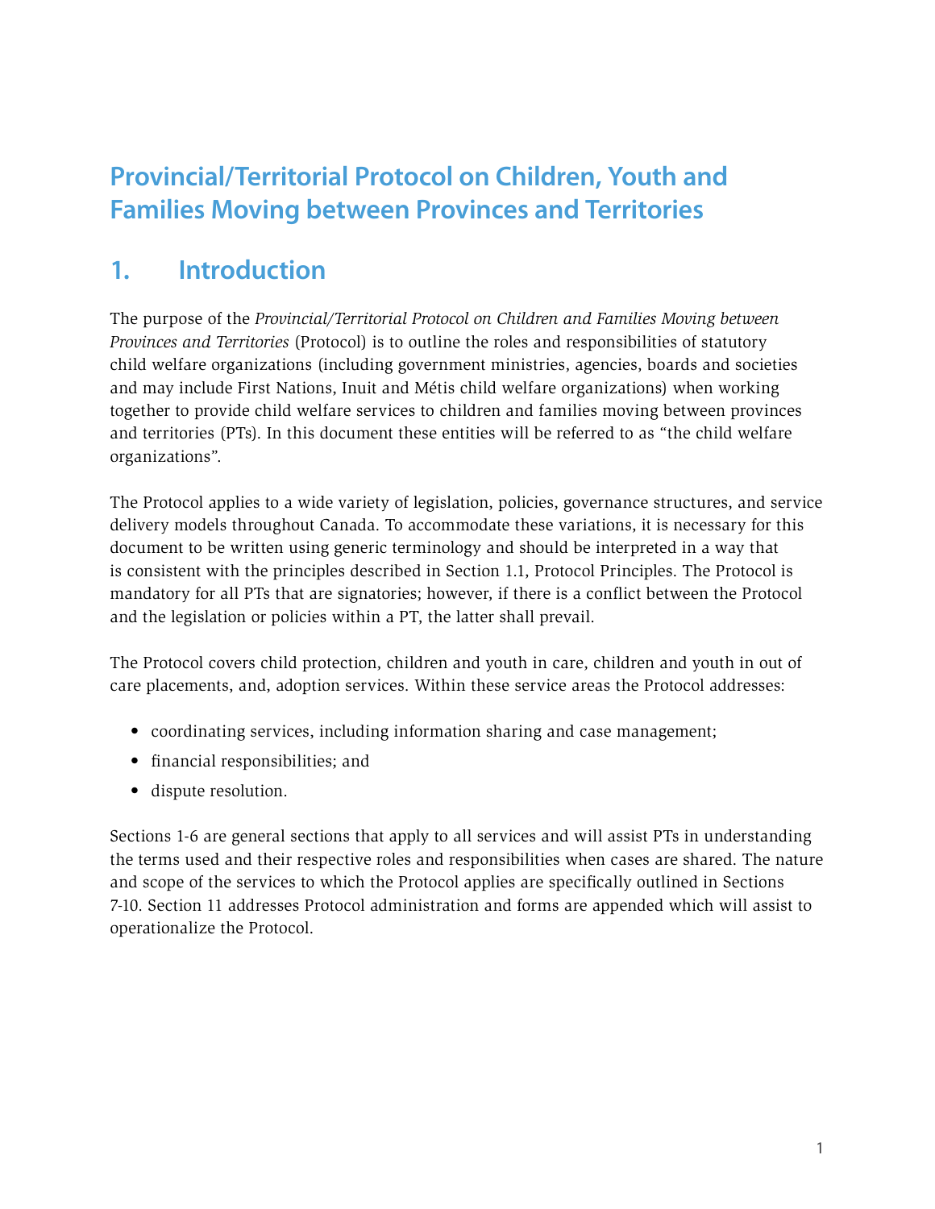# Provincial/Territorial Protocol on Children, Youth and Families Moving between Provinces and Territories

## 1. Introduction

The purpose of the *Provincial/Territorial Protocol on Children and Families Moving between Provinces and Territories* (Protocol) is to outline the roles and responsibilities of statutory child welfare organizations (including government ministries, agencies, boards and societies and may include First Nations, Inuit and Métis child welfare organizations) when working together to provide child welfare services to children and families moving between provinces and territories (PTs). In this document these entities will be referred to as "the child welfare organizations".

The Protocol applies to a wide variety of legislation, policies, governance structures, and service delivery models throughout Canada. To accommodate these variations, it is necessary for this document to be written using generic terminology and should be interpreted in a way that is consistent with the principles described in Section 1.1, Protocol Principles. The Protocol is mandatory for all PTs that are signatories; however, if there is a conflict between the Protocol and the legislation or policies within a PT, the latter shall prevail.

The Protocol covers child protection, children and youth in care, children and youth in out of care placements, and, adoption services. Within these service areas the Protocol addresses:

- coordinating services, including information sharing and case management;
- financial responsibilities; and
- dispute resolution.

Sections 1-6 are general sections that apply to all services and will assist PTs in understanding the terms used and their respective roles and responsibilities when cases are shared. The nature and scope of the services to which the Protocol applies are specifically outlined in Sections 7-10. Section 11 addresses Protocol administration and forms are appended which will assist to operationalize the Protocol.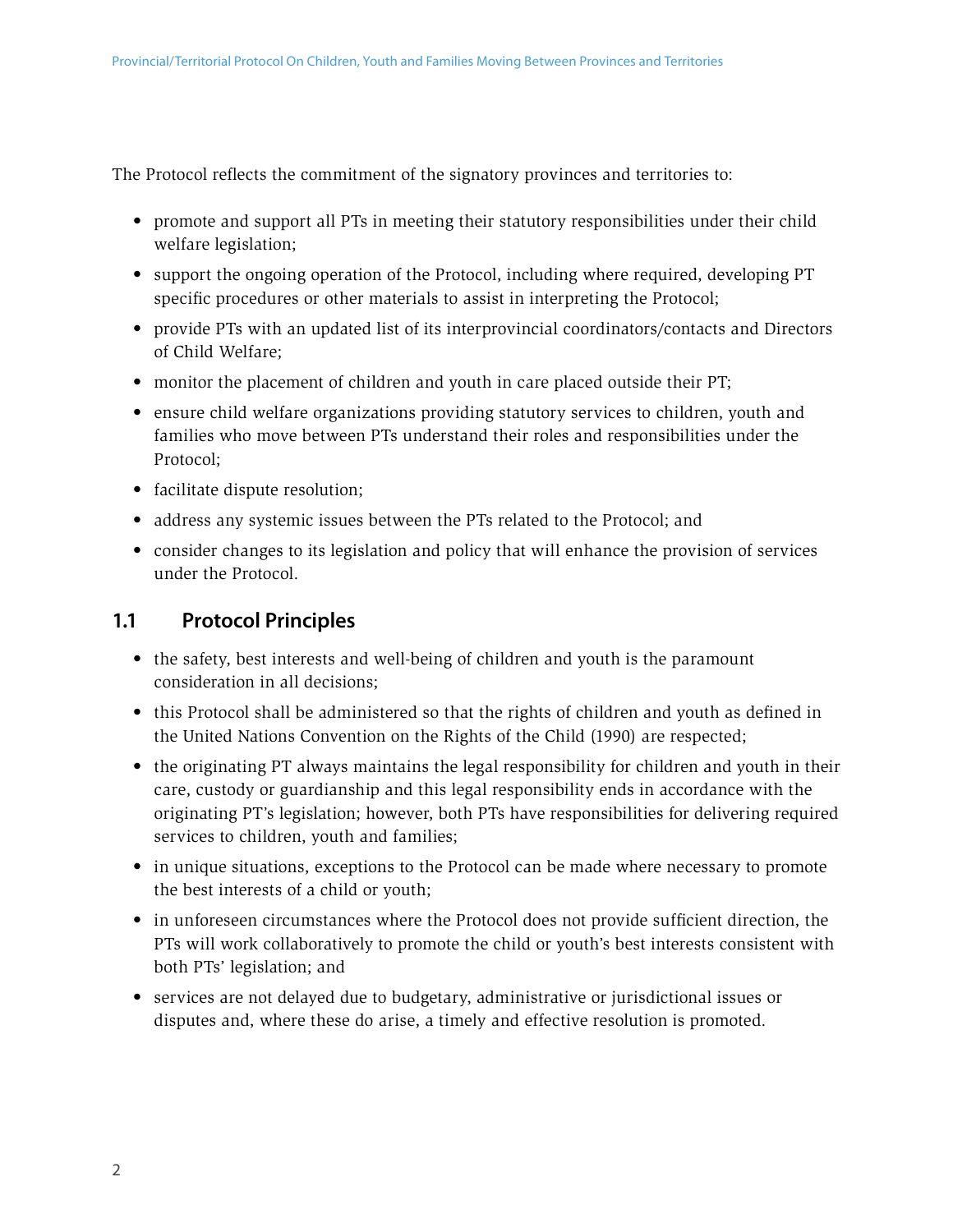The Protocol reflects the commitment of the signatory provinces and territories to:

- promote and support all PTs in meeting their statutory responsibilities under their child welfare legislation;
- support the ongoing operation of the Protocol, including where required, developing PT specific procedures or other materials to assist in interpreting the Protocol;
- provide PTs with an updated list of its interprovincial coordinators/contacts and Directors of Child Welfare;
- monitor the placement of children and youth in care placed outside their PT;
- ensure child welfare organizations providing statutory services to children, youth and families who move between PTs understand their roles and responsibilities under the Protocol;
- facilitate dispute resolution;
- address any systemic issues between the PTs related to the Protocol; and
- consider changes to its legislation and policy that will enhance the provision of services under the Protocol.

## 1.1 Protocol Principles

- the safety, best interests and well-being of children and youth is the paramount consideration in all decisions;
- this Protocol shall be administered so that the rights of children and youth as defined in the United Nations Convention on the Rights of the Child (1990) are respected;
- the originating PT always maintains the legal responsibility for children and youth in their care, custody or guardianship and this legal responsibility ends in accordance with the originating PT's legislation; however, both PTs have responsibilities for delivering required services to children, youth and families;
- in unique situations, exceptions to the Protocol can be made where necessary to promote the best interests of a child or youth;
- in unforeseen circumstances where the Protocol does not provide sufficient direction, the PTs will work collaboratively to promote the child or youth's best interests consistent with both PTs' legislation; and
- services are not delayed due to budgetary, administrative or jurisdictional issues or disputes and, where these do arise, a timely and effective resolution is promoted.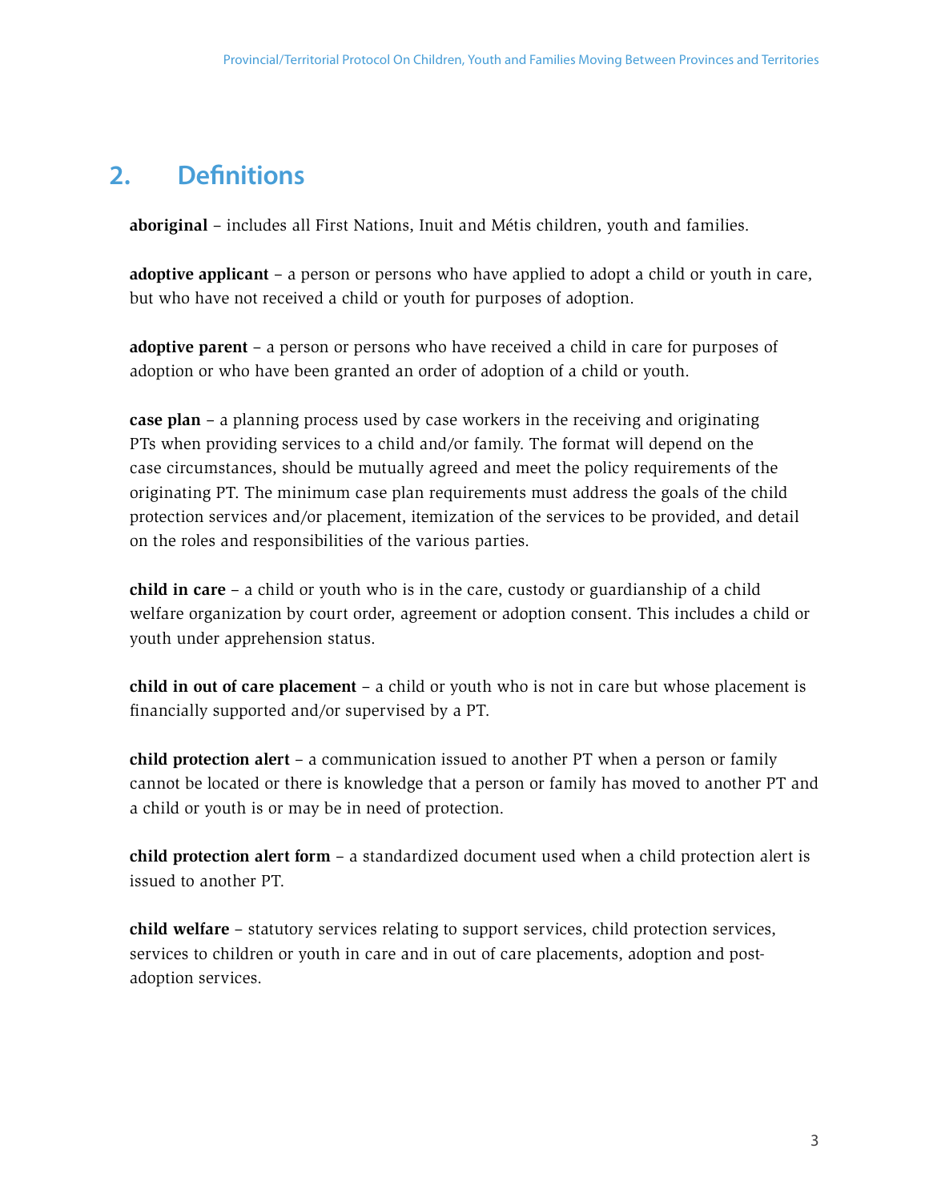## 2. Definitions

**aboriginal** – includes all First Nations, Inuit and Métis children, youth and families.

**adoptive applicant** – a person or persons who have applied to adopt a child or youth in care, but who have not received a child or youth for purposes of adoption.

**adoptive parent** – a person or persons who have received a child in care for purposes of adoption or who have been granted an order of adoption of a child or youth.

**case plan** – a planning process used by case workers in the receiving and originating PTs when providing services to a child and/or family. The format will depend on the case circumstances, should be mutually agreed and meet the policy requirements of the originating PT. The minimum case plan requirements must address the goals of the child protection services and/or placement, itemization of the services to be provided, and detail on the roles and responsibilities of the various parties.

**child in care** – a child or youth who is in the care, custody or guardianship of a child welfare organization by court order, agreement or adoption consent. This includes a child or youth under apprehension status.

**child in out of care placement** – a child or youth who is not in care but whose placement is financially supported and/or supervised by a PT.

**child protection alert** – a communication issued to another PT when a person or family cannot be located or there is knowledge that a person or family has moved to another PT and a child or youth is or may be in need of protection.

**child protection alert form** – a standardized document used when a child protection alert is issued to another PT.

**child welfare** – statutory services relating to support services, child protection services, services to children or youth in care and in out of care placements, adoption and post-adoption services.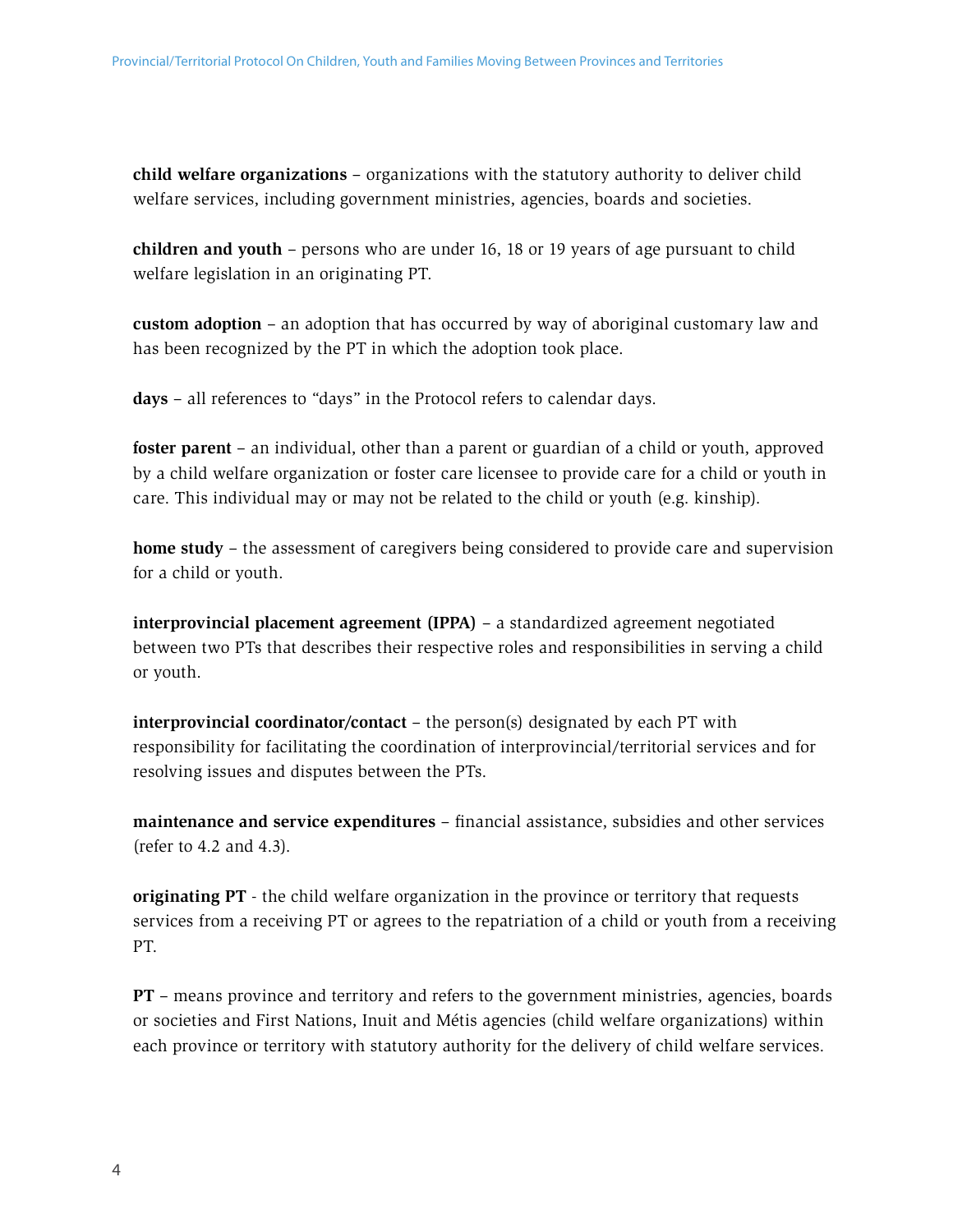**child welfare organizations** – organizations with the statutory authority to deliver child welfare services, including government ministries, agencies, boards and societies.

**children and youth** – persons who are under 16, 18 or 19 years of age pursuant to child welfare legislation in an originating PT.

**custom adoption** – an adoption that has occurred by way of aboriginal customary law and has been recognized by the PT in which the adoption took place.

**days** – all references to "days" in the Protocol refers to calendar days.

**foster parent** – an individual, other than a parent or guardian of a child or youth, approved by a child welfare organization or foster care licensee to provide care for a child or youth in care. This individual may or may not be related to the child or youth (e.g. kinship).

**home study** – the assessment of caregivers being considered to provide care and supervision for a child or youth.

**interprovincial placement agreement (IPPA)** – a standardized agreement negotiated between two PTs that describes their respective roles and responsibilities in serving a child or youth.

**interprovincial coordinator/contact** – the person(s) designated by each PT with responsibility for facilitating the coordination of interprovincial/territorial services and for resolving issues and disputes between the PTs.

**maintenance and service expenditures** – financial assistance, subsidies and other services (refer to 4.2 and 4.3).

**originating PT** - the child welfare organization in the province or territory that requests services from a receiving PT or agrees to the repatriation of a child or youth from a receiving PT.

**PT** – means province and territory and refers to the government ministries, agencies, boards or societies and First Nations, Inuit and Métis agencies (child welfare organizations) within each province or territory with statutory authority for the delivery of child welfare services.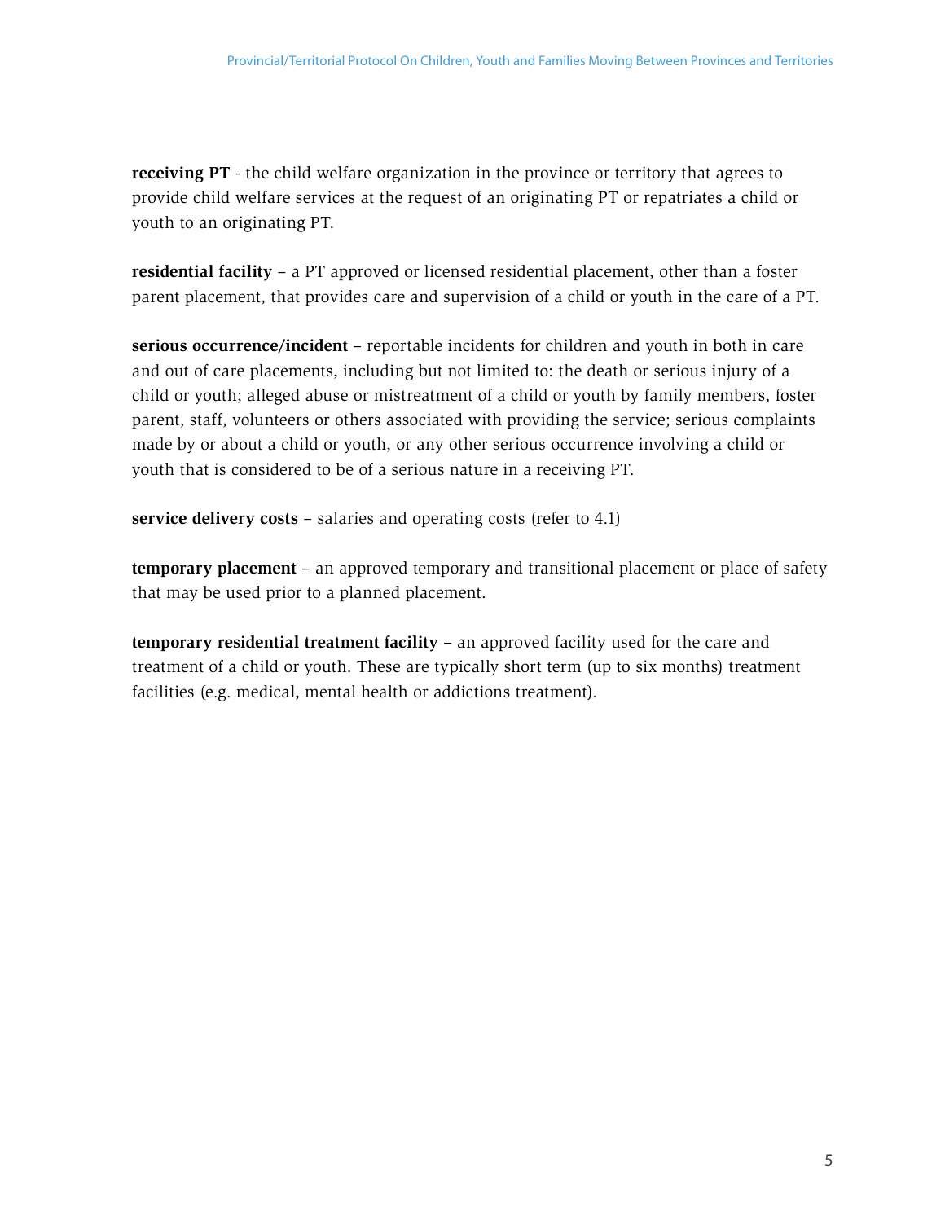**receiving PT** - the child welfare organization in the province or territory that agrees to provide child welfare services at the request of an originating PT or repatriates a child or youth to an originating PT.

**residential facility** – a PT approved or licensed residential placement, other than a foster parent placement, that provides care and supervision of a child or youth in the care of a PT.

**serious occurrence/incident** – reportable incidents for children and youth in both in care and out of care placements, including but not limited to: the death or serious injury of a child or youth; alleged abuse or mistreatment of a child or youth by family members, foster parent, staff, volunteers or others associated with providing the service; serious complaints made by or about a child or youth, or any other serious occurrence involving a child or youth that is considered to be of a serious nature in a receiving PT.

**service delivery costs** – salaries and operating costs (refer to 4.1)

**temporary placement** – an approved temporary and transitional placement or place of safety that may be used prior to a planned placement.

**temporary residential treatment facility** – an approved facility used for the care and treatment of a child or youth. These are typically short term (up to six months) treatment facilities (e.g. medical, mental health or addictions treatment).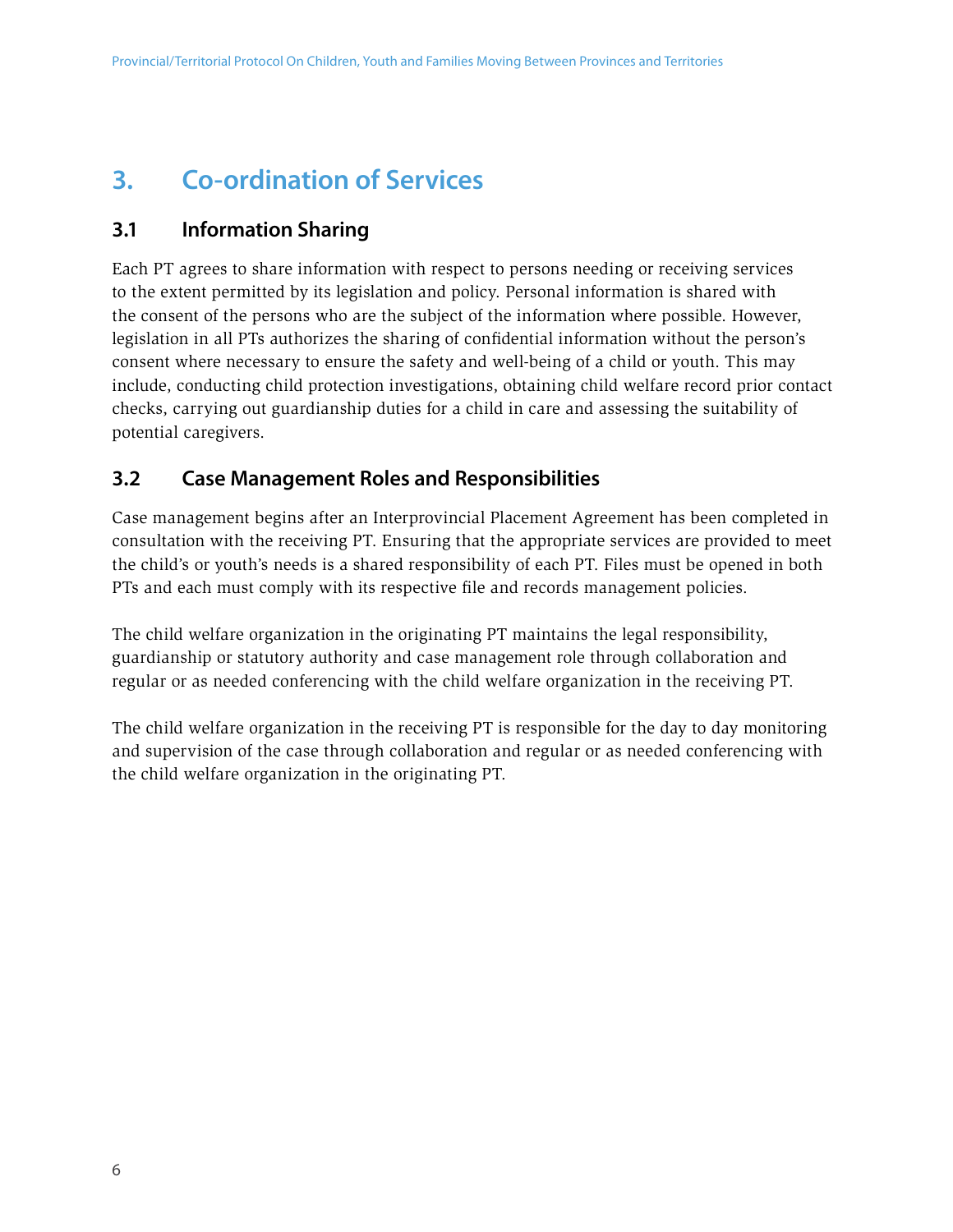# 3. Co-ordination of Services

## 3.1 Information Sharing

Each PT agrees to share information with respect to persons needing or receiving services to the extent permitted by its legislation and policy. Personal information is shared with the consent of the persons who are the subject of the information where possible. However, legislation in all PTs authorizes the sharing of confidential information without the person's consent where necessary to ensure the safety and well-being of a child or youth. This may include, conducting child protection investigations, obtaining child welfare record prior contact checks, carrying out guardianship duties for a child in care and assessing the suitability of potential caregivers.

## 3.2 Case Management Roles and Responsibilities

Case management begins after an Interprovincial Placement Agreement has been completed in consultation with the receiving PT. Ensuring that the appropriate services are provided to meet the child's or youth's needs is a shared responsibility of each PT. Files must be opened in both PTs and each must comply with its respective file and records management policies.

The child welfare organization in the originating PT maintains the legal responsibility, guardianship or statutory authority and case management role through collaboration and regular or as needed conferencing with the child welfare organization in the receiving PT.

The child welfare organization in the receiving PT is responsible for the day to day monitoring and supervision of the case through collaboration and regular or as needed conferencing with the child welfare organization in the originating PT.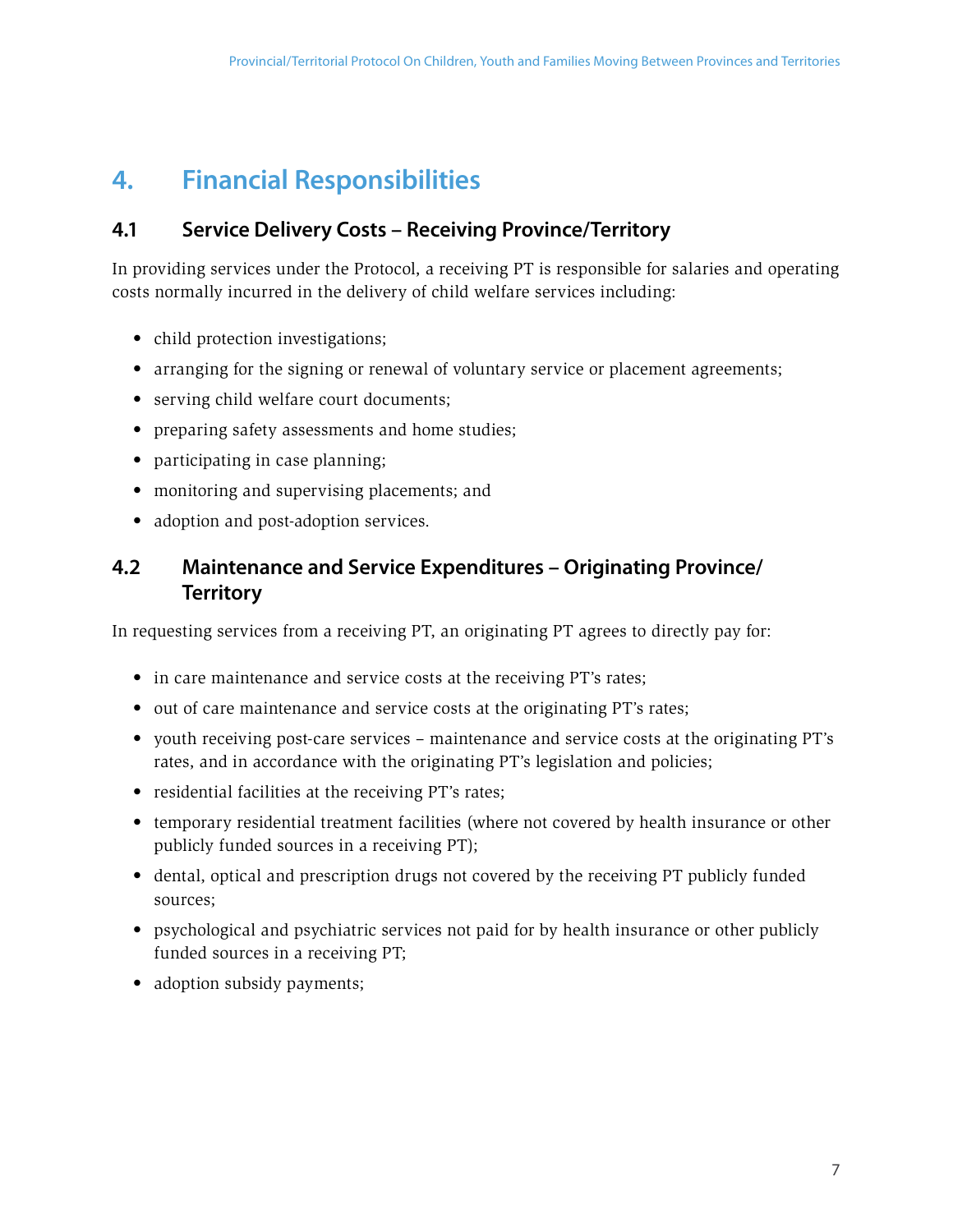# 4. Financial Responsibilities

## 4.1 Service Delivery Costs – Receiving Province/Territory

In providing services under the Protocol, a receiving PT is responsible for salaries and operating costs normally incurred in the delivery of child welfare services including:

- child protection investigations;
- arranging for the signing or renewal of voluntary service or placement agreements;
- serving child welfare court documents;
- preparing safety assessments and home studies;
- participating in case planning;
- monitoring and supervising placements; and
- adoption and post-adoption services.

## 4.2 Maintenance and Service Expenditures – Originating Province/Territory

In requesting services from a receiving PT, an originating PT agrees to directly pay for:

- in care maintenance and service costs at the receiving PT's rates;
- out of care maintenance and service costs at the originating PT's rates;
- youth receiving post-care services – maintenance and service costs at the originating PT's rates, and in accordance with the originating PT's legislation and policies;
- residential facilities at the receiving PT's rates;
- temporary residential treatment facilities (where not covered by health insurance or other publicly funded sources in a receiving PT);
- dental, optical and prescription drugs not covered by the receiving PT publicly funded sources;
- psychological and psychiatric services not paid for by health insurance or other publicly funded sources in a receiving PT;
- adoption subsidy payments;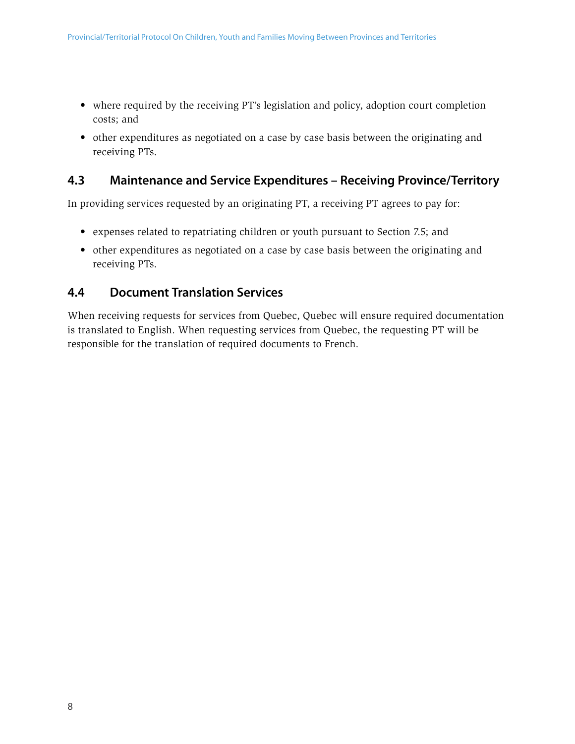- where required by the receiving PT's legislation and policy, adoption court completion costs; and
- other expenditures as negotiated on a case by case basis between the originating and receiving PTs.

### 4.3 Maintenance and Service Expenditures – Receiving Province/Territory

In providing services requested by an originating PT, a receiving PT agrees to pay for:

- expenses related to repatriating children or youth pursuant to Section 7.5; and
- other expenditures as negotiated on a case by case basis between the originating and receiving PTs.

### 4.4 Document Translation Services

When receiving requests for services from Quebec, Quebec will ensure required documentation is translated to English. When requesting services from Quebec, the requesting PT will be responsible for the translation of required documents to French.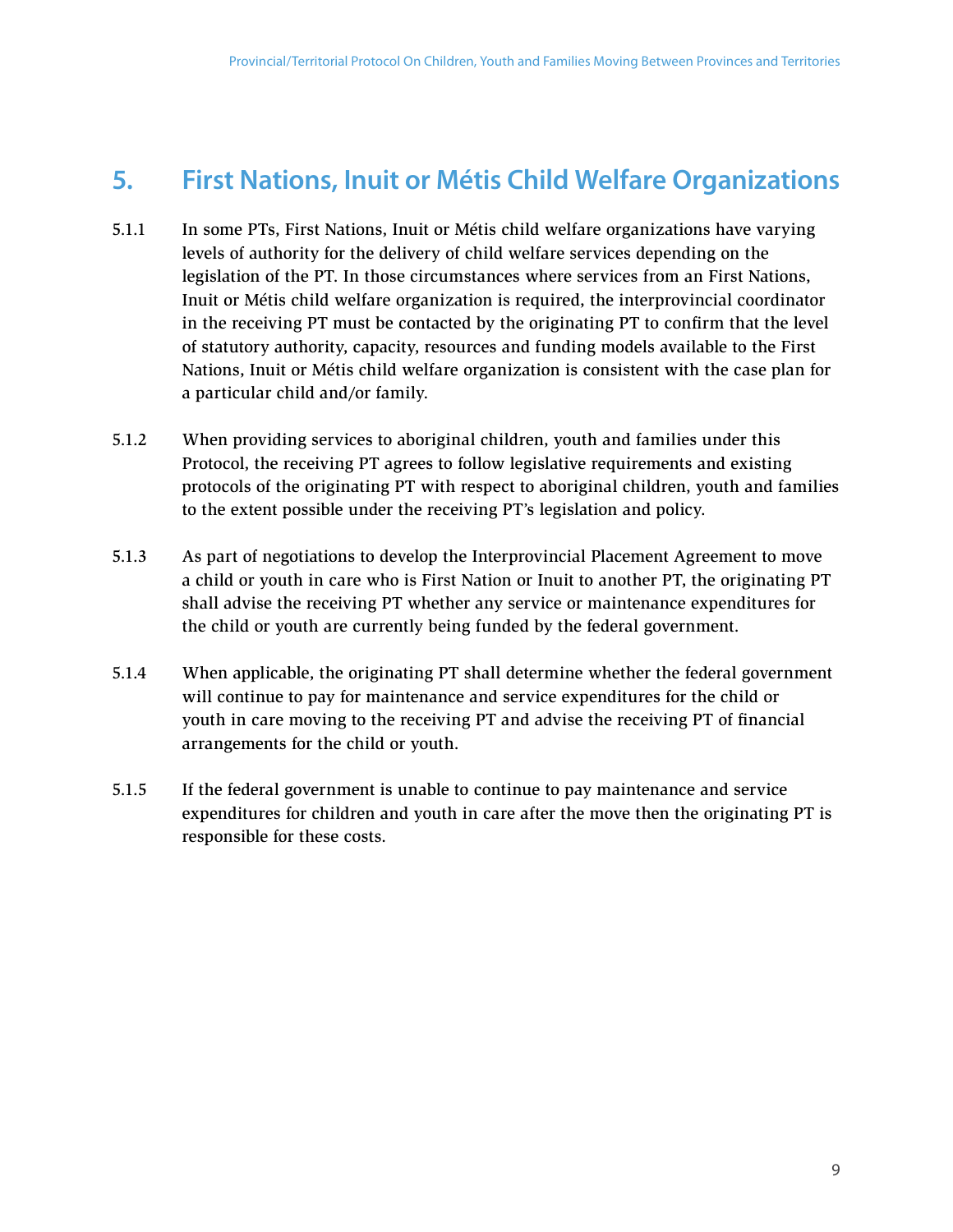## 5. First Nations, Inuit or Métis Child Welfare Organizations

5.1.1 In some PTs, First Nations, Inuit or Métis child welfare organizations have varying levels of authority for the delivery of child welfare services depending on the legislation of the PT. In those circumstances where services from an First Nations, Inuit or Métis child welfare organization is required, the interprovincial coordinator in the receiving PT must be contacted by the originating PT to confirm that the level of statutory authority, capacity, resources and funding models available to the First Nations, Inuit or Métis child welfare organization is consistent with the case plan for a particular child and/or family.

5.1.2 When providing services to aboriginal children, youth and families under this Protocol, the receiving PT agrees to follow legislative requirements and existing protocols of the originating PT with respect to aboriginal children, youth and families to the extent possible under the receiving PT's legislation and policy.

5.1.3 As part of negotiations to develop the Interprovincial Placement Agreement to move a child or youth in care who is First Nation or Inuit to another PT, the originating PT shall advise the receiving PT whether any service or maintenance expenditures for the child or youth are currently being funded by the federal government.

5.1.4 When applicable, the originating PT shall determine whether the federal government will continue to pay for maintenance and service expenditures for the child or youth in care moving to the receiving PT and advise the receiving PT of financial arrangements for the child or youth.

5.1.5 If the federal government is unable to continue to pay maintenance and service expenditures for children and youth in care after the move then the originating PT is responsible for these costs.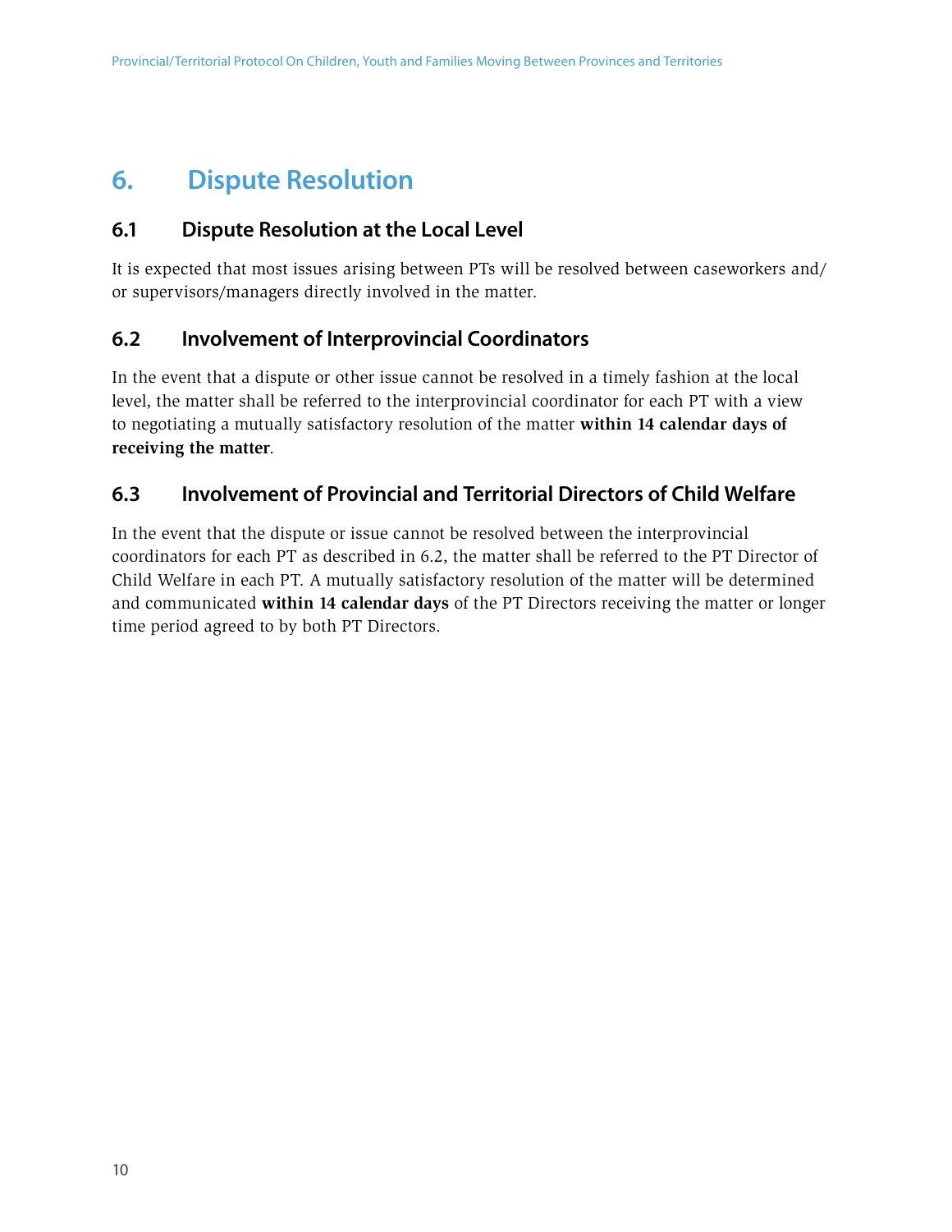# 6. Dispute Resolution

## 6.1 Dispute Resolution at the Local Level

It is expected that most issues arising between PTs will be resolved between caseworkers and/or supervisors/managers directly involved in the matter.

## 6.2 Involvement of Interprovincial Coordinators

In the event that a dispute or other issue cannot be resolved in a timely fashion at the local level, the matter shall be referred to the interprovincial coordinator for each PT with a view to negotiating a mutually satisfactory resolution of the matter **within 14 calendar days of receiving the matter**.

## 6.3 Involvement of Provincial and Territorial Directors of Child Welfare

In the event that the dispute or issue cannot be resolved between the interprovincial coordinators for each PT as described in 6.2, the matter shall be referred to the PT Director of Child Welfare in each PT. A mutually satisfactory resolution of the matter will be determined and communicated **within 14 calendar days** of the PT Directors receiving the matter or longer time period agreed to by both PT Directors.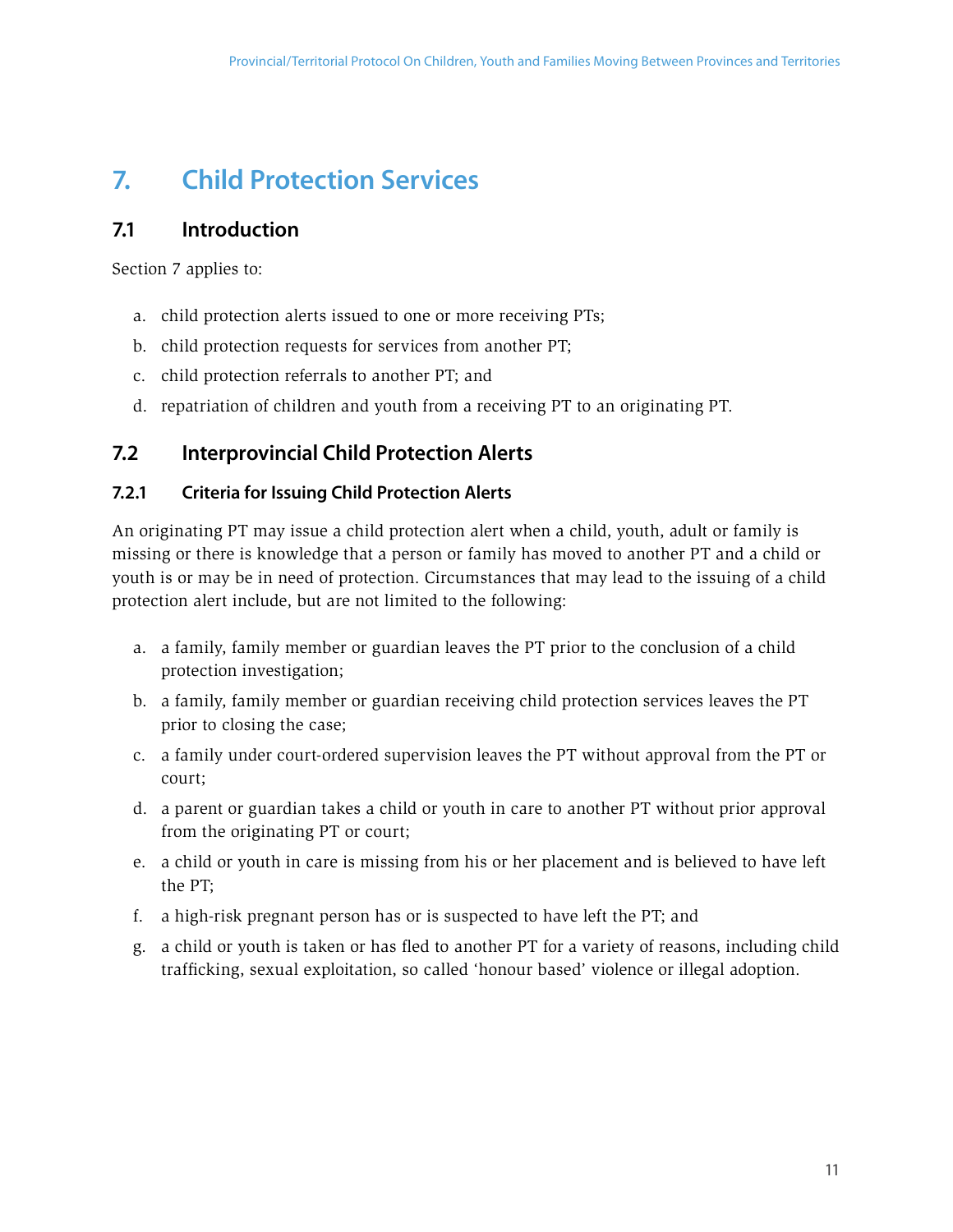# 7. Child Protection Services

## 7.1 Introduction

Section 7 applies to:

a. child protection alerts issued to one or more receiving PTs;

b. child protection requests for services from another PT;

c. child protection referrals to another PT; and

d. repatriation of children and youth from a receiving PT to an originating PT.

## 7.2 Interprovincial Child Protection Alerts

### 7.2.1 Criteria for Issuing Child Protection Alerts

An originating PT may issue a child protection alert when a child, youth, adult or family is missing or there is knowledge that a person or family has moved to another PT and a child or youth is or may be in need of protection. Circumstances that may lead to the issuing of a child protection alert include, but are not limited to the following:

a. a family, family member or guardian leaves the PT prior to the conclusion of a child protection investigation;

b. a family, family member or guardian receiving child protection services leaves the PT prior to closing the case;

c. a family under court-ordered supervision leaves the PT without approval from the PT or court;

d. a parent or guardian takes a child or youth in care to another PT without prior approval from the originating PT or court;

e. a child or youth in care is missing from his or her placement and is believed to have left the PT;

f. a high-risk pregnant person has or is suspected to have left the PT; and

g. a child or youth is taken or has fled to another PT for a variety of reasons, including child trafficking, sexual exploitation, so called 'honour based' violence or illegal adoption.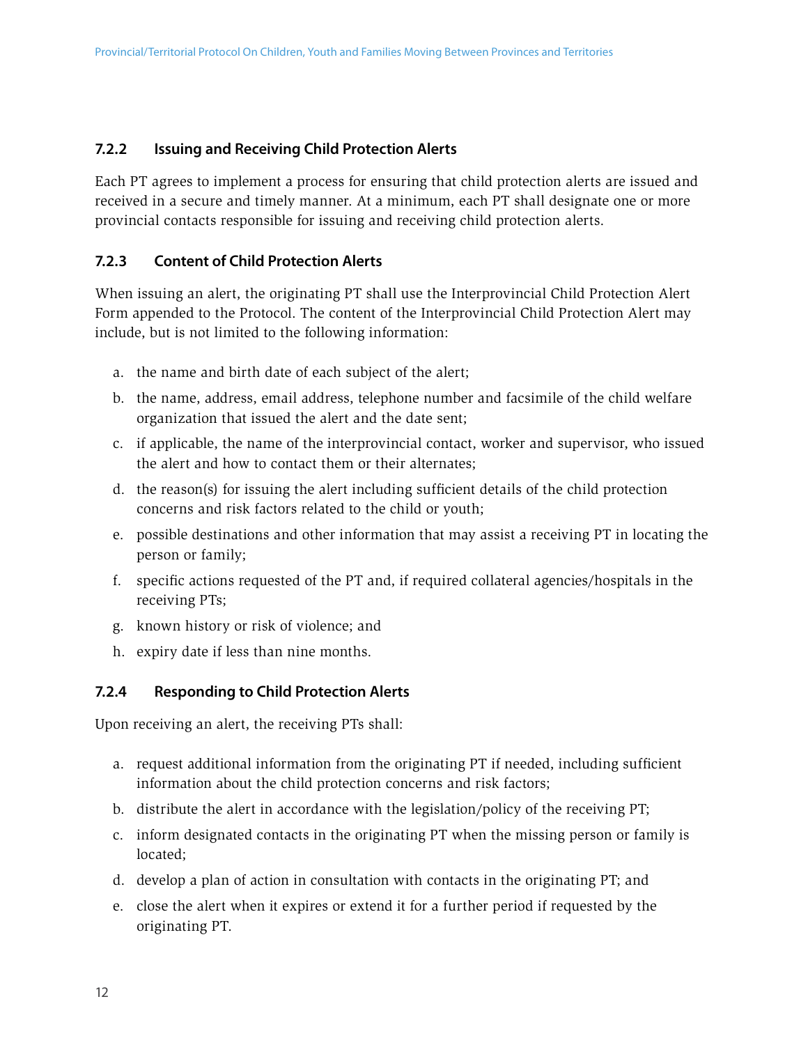### 7.2.2 Issuing and Receiving Child Protection Alerts

Each PT agrees to implement a process for ensuring that child protection alerts are issued and received in a secure and timely manner. At a minimum, each PT shall designate one or more provincial contacts responsible for issuing and receiving child protection alerts.

### 7.2.3 Content of Child Protection Alerts

When issuing an alert, the originating PT shall use the Interprovincial Child Protection Alert Form appended to the Protocol. The content of the Interprovincial Child Protection Alert may include, but is not limited to the following information:

a. the name and birth date of each subject of the alert;
b. the name, address, email address, telephone number and facsimile of the child welfare organization that issued the alert and the date sent;
c. if applicable, the name of the interprovincial contact, worker and supervisor, who issued the alert and how to contact them or their alternates;
d. the reason(s) for issuing the alert including sufficient details of the child protection concerns and risk factors related to the child or youth;
e. possible destinations and other information that may assist a receiving PT in locating the person or family;
f. specific actions requested of the PT and, if required collateral agencies/hospitals in the receiving PTs;
g. known history or risk of violence; and
h. expiry date if less than nine months.

### 7.2.4 Responding to Child Protection Alerts

Upon receiving an alert, the receiving PTs shall:

a. request additional information from the originating PT if needed, including sufficient information about the child protection concerns and risk factors;
b. distribute the alert in accordance with the legislation/policy of the receiving PT;
c. inform designated contacts in the originating PT when the missing person or family is located;
d. develop a plan of action in consultation with contacts in the originating PT; and
e. close the alert when it expires or extend it for a further period if requested by the originating PT.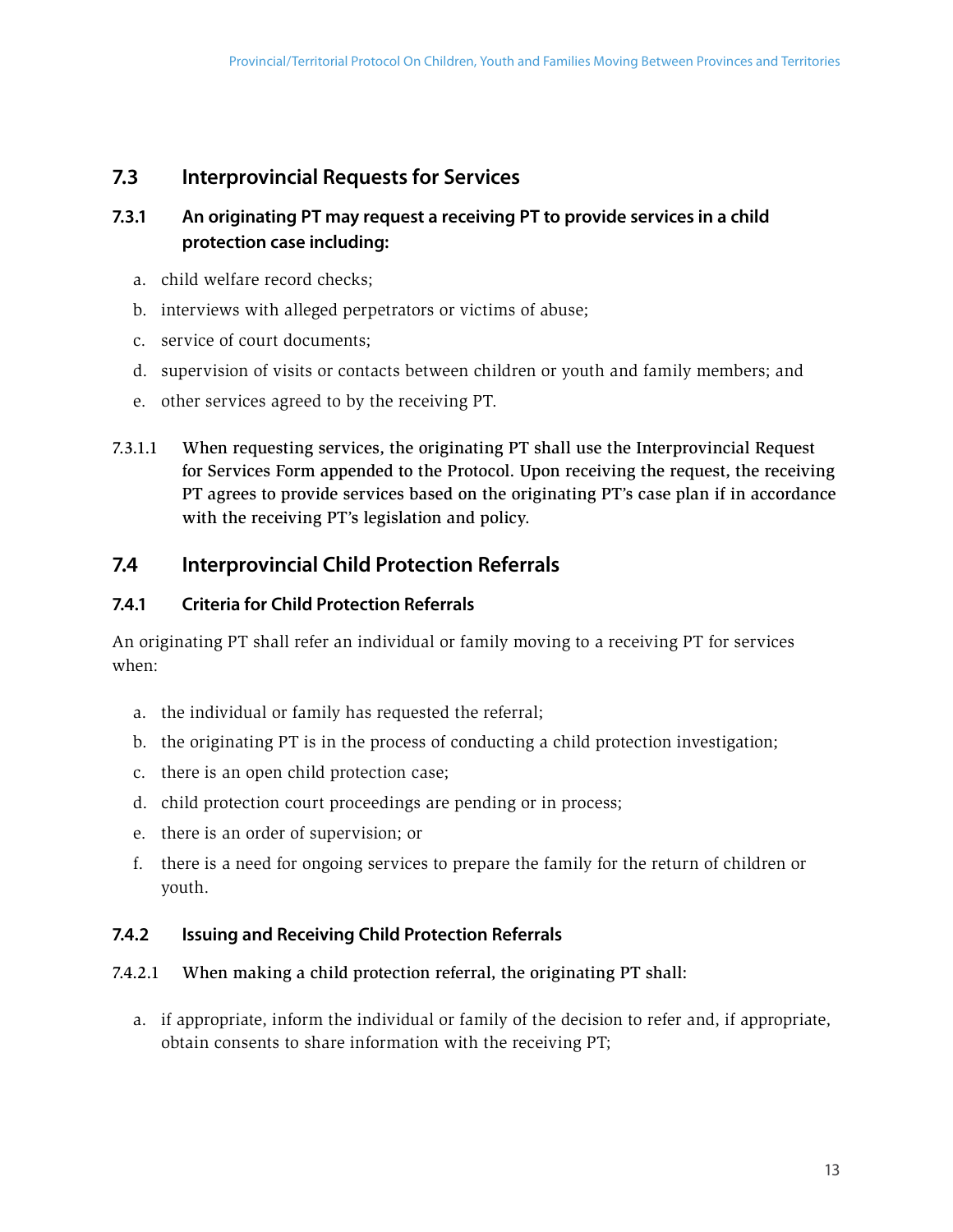## 7.3 Interprovincial Requests for Services

### 7.3.1 An originating PT may request a receiving PT to provide services in a child protection case including:

a. child welfare record checks;

b. interviews with alleged perpetrators or victims of abuse;

c. service of court documents;

d. supervision of visits or contacts between children or youth and family members; and

e. other services agreed to by the receiving PT.

7.3.1.1 When requesting services, the originating PT shall use the Interprovincial Request for Services Form appended to the Protocol. Upon receiving the request, the receiving PT agrees to provide services based on the originating PT's case plan if in accordance with the receiving PT's legislation and policy.

## 7.4 Interprovincial Child Protection Referrals

### 7.4.1 Criteria for Child Protection Referrals

An originating PT shall refer an individual or family moving to a receiving PT for services when:

a. the individual or family has requested the referral;

b. the originating PT is in the process of conducting a child protection investigation;

c. there is an open child protection case;

d. child protection court proceedings are pending or in process;

e. there is an order of supervision; or

f. there is a need for ongoing services to prepare the family for the return of children or youth.

### 7.4.2 Issuing and Receiving Child Protection Referrals

7.4.2.1 When making a child protection referral, the originating PT shall:

a. if appropriate, inform the individual or family of the decision to refer and, if appropriate, obtain consents to share information with the receiving PT;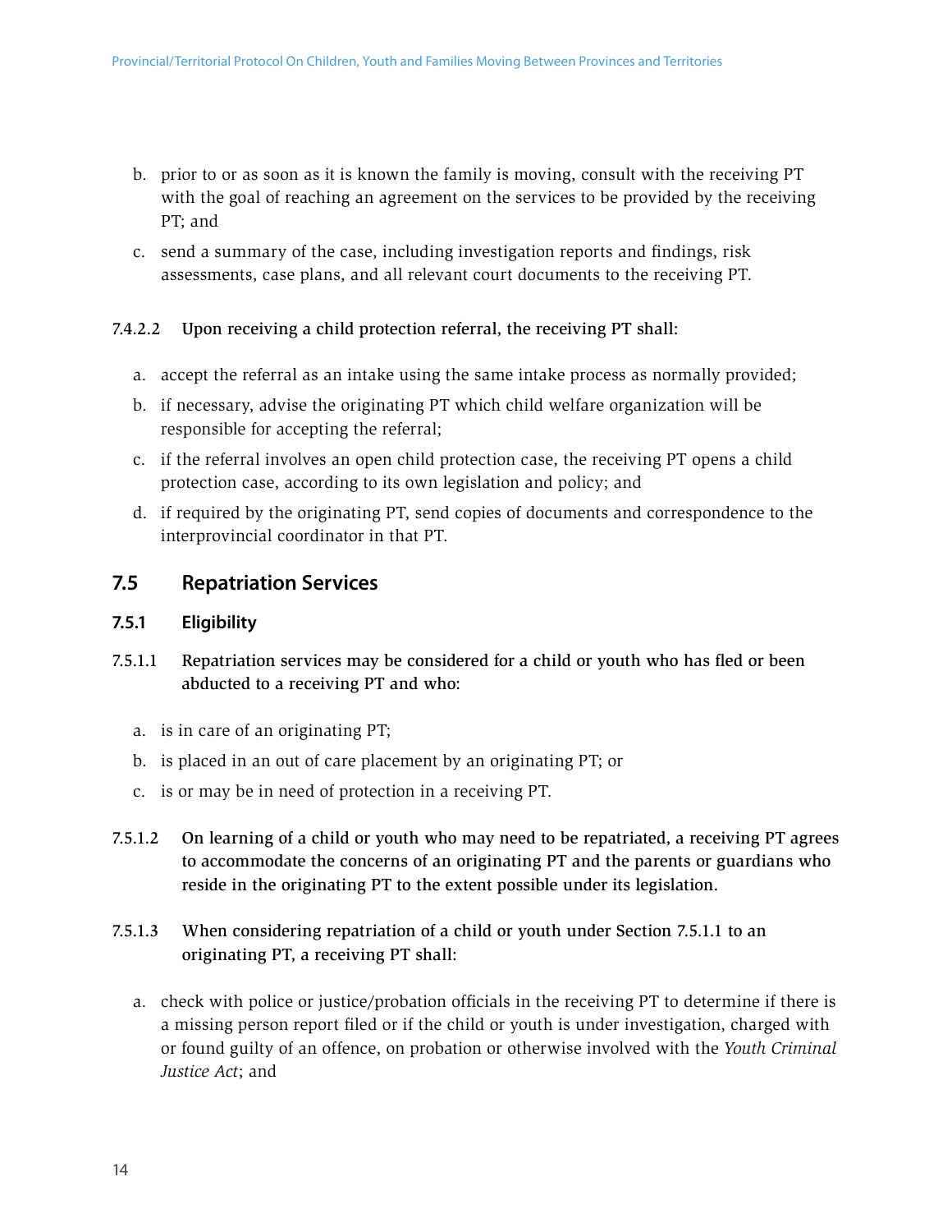b. prior to or as soon as it is known the family is moving, consult with the receiving PT with the goal of reaching an agreement on the services to be provided by the receiving PT; and

c. send a summary of the case, including investigation reports and findings, risk assessments, case plans, and all relevant court documents to the receiving PT.

**7.4.2.2 Upon receiving a child protection referral, the receiving PT shall:**

a. accept the referral as an intake using the same intake process as normally provided;

b. if necessary, advise the originating PT which child welfare organization will be responsible for accepting the referral;

c. if the referral involves an open child protection case, the receiving PT opens a child protection case, according to its own legislation and policy; and

d. if required by the originating PT, send copies of documents and correspondence to the interprovincial coordinator in that PT.

## 7.5 Repatriation Services

### 7.5.1 Eligibility

**7.5.1.1 Repatriation services may be considered for a child or youth who has fled or been abducted to a receiving PT and who:**

a. is in care of an originating PT;

b. is placed in an out of care placement by an originating PT; or

c. is or may be in need of protection in a receiving PT.

**7.5.1.2 On learning of a child or youth who may need to be repatriated, a receiving PT agrees to accommodate the concerns of an originating PT and the parents or guardians who reside in the originating PT to the extent possible under its legislation.**

**7.5.1.3 When considering repatriation of a child or youth under Section 7.5.1.1 to an originating PT, a receiving PT shall:**

a. check with police or justice/probation officials in the receiving PT to determine if there is a missing person report filed or if the child or youth is under investigation, charged with or found guilty of an offence, on probation or otherwise involved with the *Youth Criminal Justice Act*; and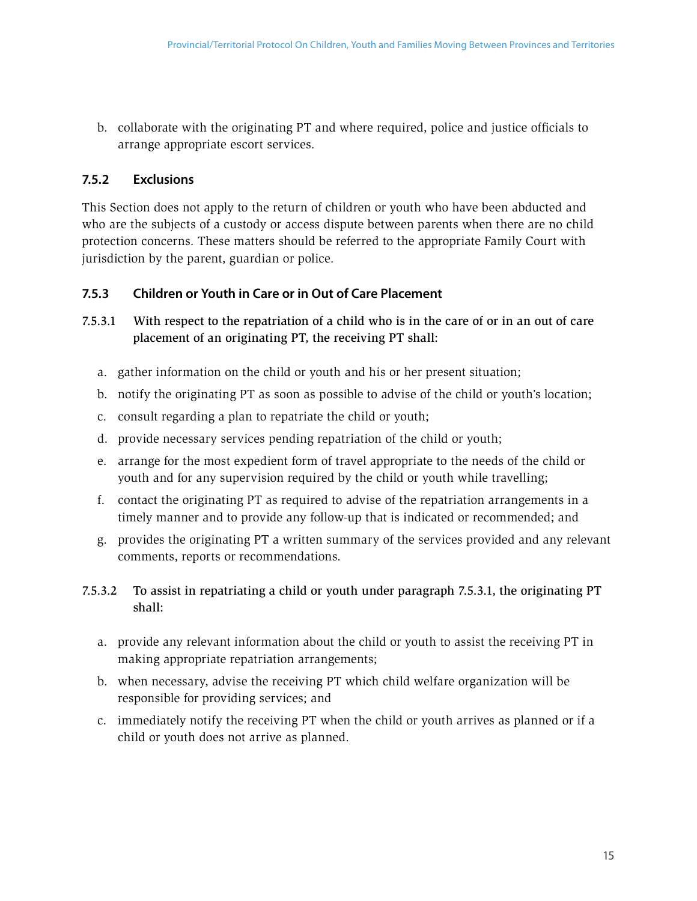b. collaborate with the originating PT and where required, police and justice officials to arrange appropriate escort services.

### 7.5.2 Exclusions

This Section does not apply to the return of children or youth who have been abducted and who are the subjects of a custody or access dispute between parents when there are no child protection concerns. These matters should be referred to the appropriate Family Court with jurisdiction by the parent, guardian or police.

### 7.5.3 Children or Youth in Care or in Out of Care Placement

**7.5.3.1 With respect to the repatriation of a child who is in the care of or in an out of care placement of an originating PT, the receiving PT shall:**

a. gather information on the child or youth and his or her present situation;

b. notify the originating PT as soon as possible to advise of the child or youth's location;

c. consult regarding a plan to repatriate the child or youth;

d. provide necessary services pending repatriation of the child or youth;

e. arrange for the most expedient form of travel appropriate to the needs of the child or youth and for any supervision required by the child or youth while travelling;

f. contact the originating PT as required to advise of the repatriation arrangements in a timely manner and to provide any follow-up that is indicated or recommended; and

g. provides the originating PT a written summary of the services provided and any relevant comments, reports or recommendations.

**7.5.3.2 To assist in repatriating a child or youth under paragraph 7.5.3.1, the originating PT shall:**

a. provide any relevant information about the child or youth to assist the receiving PT in making appropriate repatriation arrangements;

b. when necessary, advise the receiving PT which child welfare organization will be responsible for providing services; and

c. immediately notify the receiving PT when the child or youth arrives as planned or if a child or youth does not arrive as planned.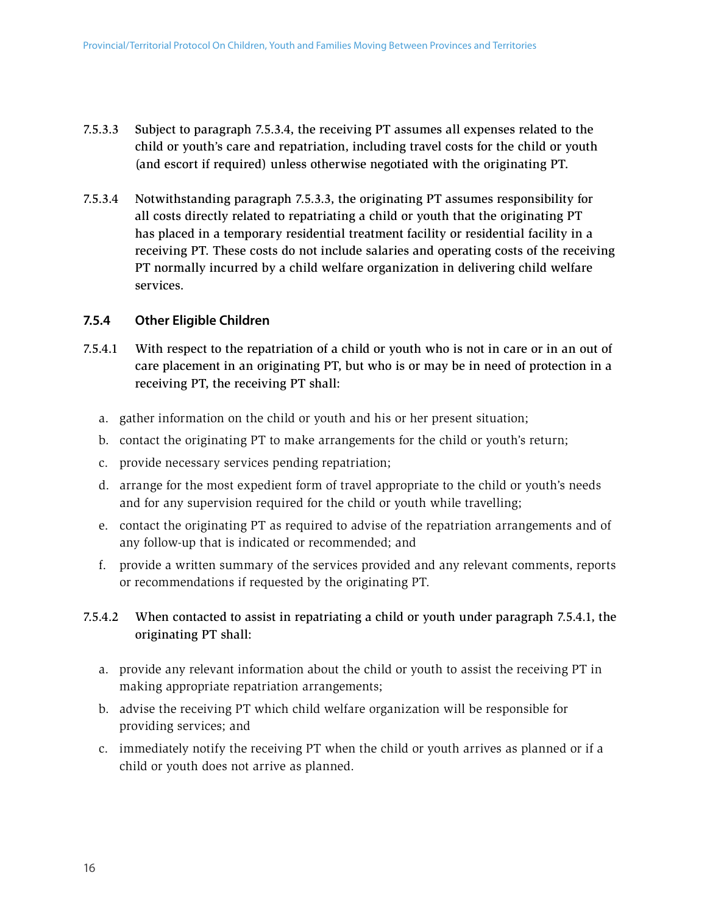7.5.3.3 Subject to paragraph 7.5.3.4, the receiving PT assumes all expenses related to the child or youth's care and repatriation, including travel costs for the child or youth (and escort if required) unless otherwise negotiated with the originating PT.

7.5.3.4 Notwithstanding paragraph 7.5.3.3, the originating PT assumes responsibility for all costs directly related to repatriating a child or youth that the originating PT has placed in a temporary residential treatment facility or residential facility in a receiving PT. These costs do not include salaries and operating costs of the receiving PT normally incurred by a child welfare organization in delivering child welfare services.

### 7.5.4 Other Eligible Children

7.5.4.1 With respect to the repatriation of a child or youth who is not in care or in an out of care placement in an originating PT, but who is or may be in need of protection in a receiving PT, the receiving PT shall:

a. gather information on the child or youth and his or her present situation;
b. contact the originating PT to make arrangements for the child or youth's return;
c. provide necessary services pending repatriation;
d. arrange for the most expedient form of travel appropriate to the child or youth's needs and for any supervision required for the child or youth while travelling;
e. contact the originating PT as required to advise of the repatriation arrangements and of any follow-up that is indicated or recommended; and
f. provide a written summary of the services provided and any relevant comments, reports or recommendations if requested by the originating PT.

7.5.4.2 When contacted to assist in repatriating a child or youth under paragraph 7.5.4.1, the originating PT shall:

a. provide any relevant information about the child or youth to assist the receiving PT in making appropriate repatriation arrangements;
b. advise the receiving PT which child welfare organization will be responsible for providing services; and
c. immediately notify the receiving PT when the child or youth arrives as planned or if a child or youth does not arrive as planned.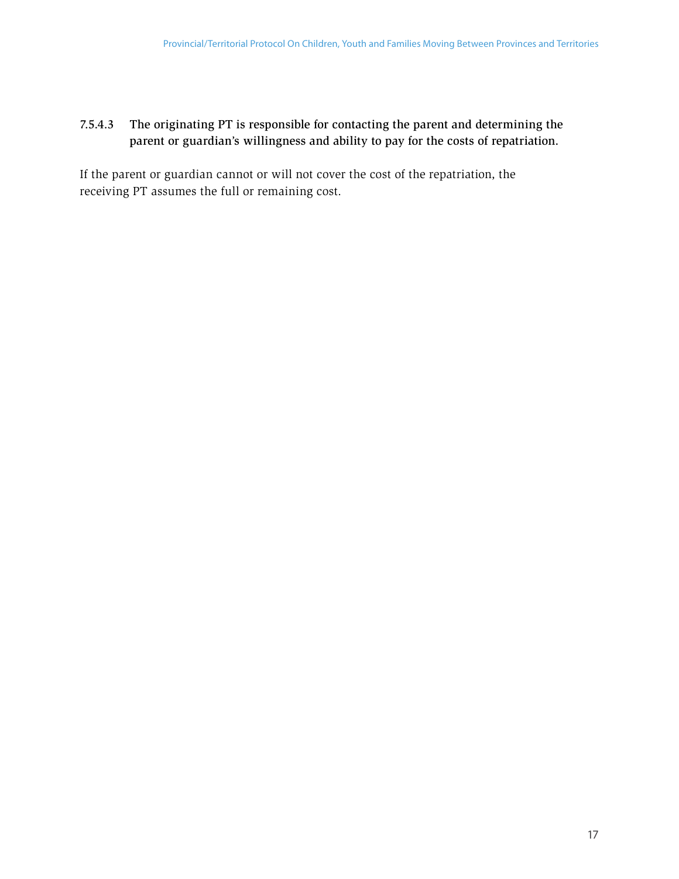**7.5.4.3 The originating PT is responsible for contacting the parent and determining the parent or guardian's willingness and ability to pay for the costs of repatriation.**

If the parent or guardian cannot or will not cover the cost of the repatriation, the receiving PT assumes the full or remaining cost.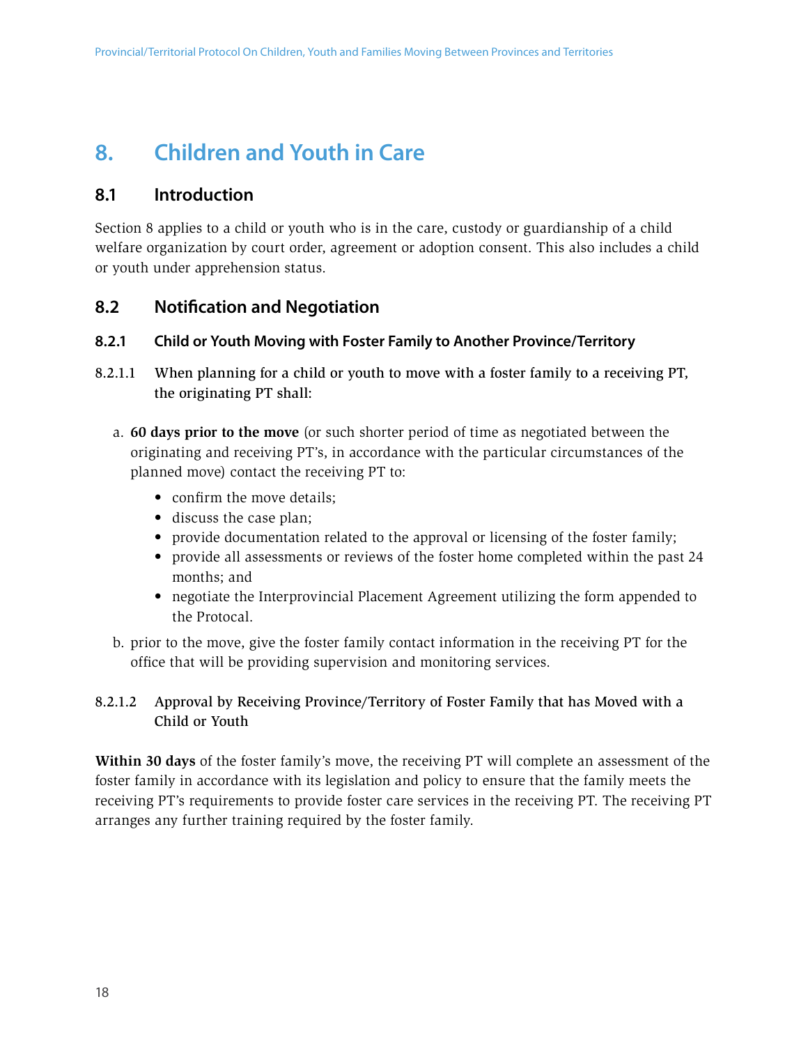# 8. Children and Youth in Care

## 8.1 Introduction

Section 8 applies to a child or youth who is in the care, custody or guardianship of a child welfare organization by court order, agreement or adoption consent. This also includes a child or youth under apprehension status.

## 8.2 Notification and Negotiation

### 8.2.1 Child or Youth Moving with Foster Family to Another Province/Territory

**8.2.1.1 When planning for a child or youth to move with a foster family to a receiving PT, the originating PT shall:**

a. **60 days prior to the move** (or such shorter period of time as negotiated between the originating and receiving PT's, in accordance with the particular circumstances of the planned move) contact the receiving PT to:
   - confirm the move details;
   - discuss the case plan;
   - provide documentation related to the approval or licensing of the foster family;
   - provide all assessments or reviews of the foster home completed within the past 24 months; and
   - negotiate the Interprovincial Placement Agreement utilizing the form appended to the Protocal.

b. prior to the move, give the foster family contact information in the receiving PT for the office that will be providing supervision and monitoring services.

**8.2.1.2 Approval by Receiving Province/Territory of Foster Family that has Moved with a Child or Youth**

**Within 30 days** of the foster family's move, the receiving PT will complete an assessment of the foster family in accordance with its legislation and policy to ensure that the family meets the receiving PT's requirements to provide foster care services in the receiving PT. The receiving PT arranges any further training required by the foster family.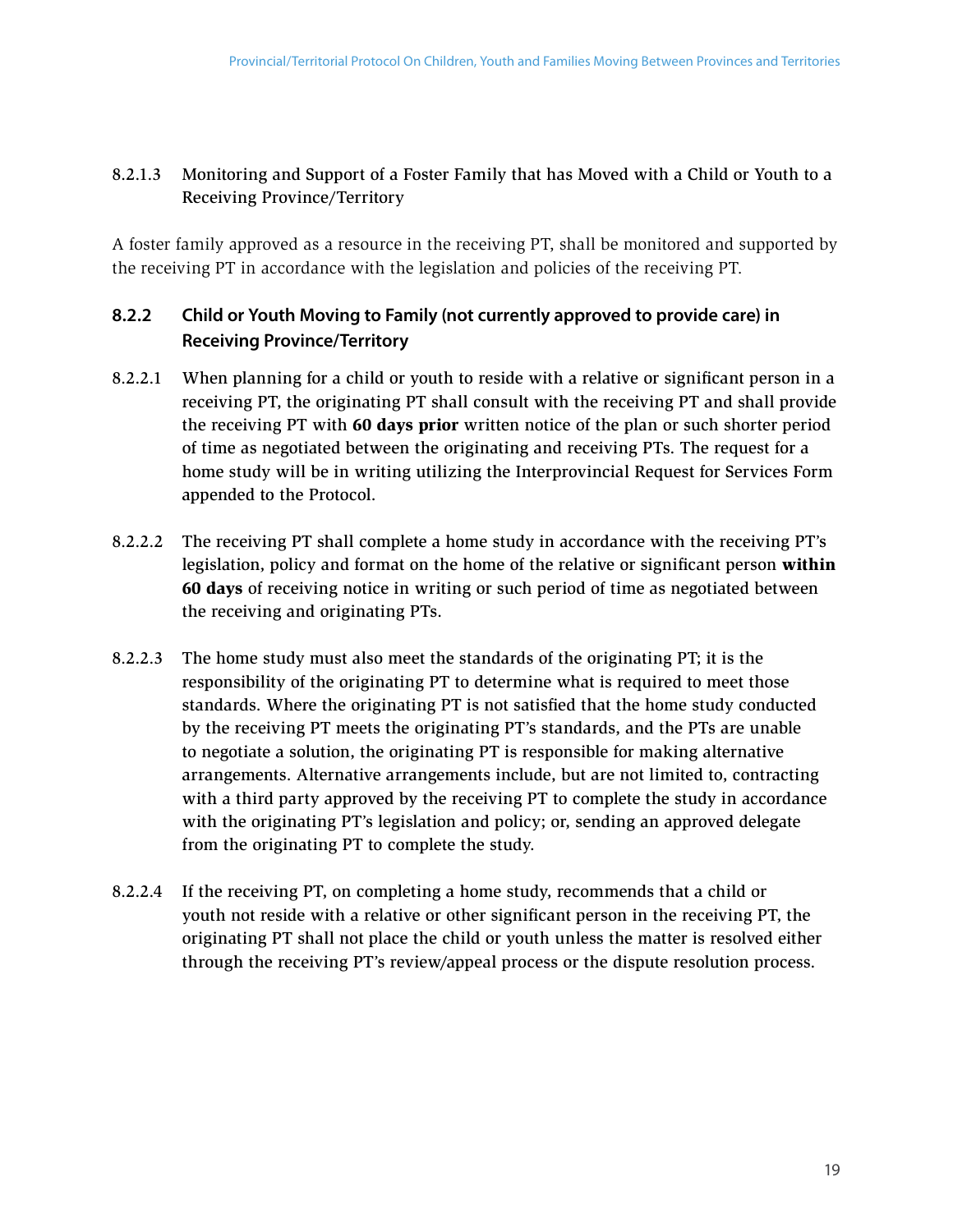8.2.1.3 Monitoring and Support of a Foster Family that has Moved with a Child or Youth to a Receiving Province/Territory

A foster family approved as a resource in the receiving PT, shall be monitored and supported by the receiving PT in accordance with the legislation and policies of the receiving PT.

### 8.2.2 Child or Youth Moving to Family (not currently approved to provide care) in Receiving Province/Territory

8.2.2.1 When planning for a child or youth to reside with a relative or significant person in a receiving PT, the originating PT shall consult with the receiving PT and shall provide the receiving PT with **60 days prior** written notice of the plan or such shorter period of time as negotiated between the originating and receiving PTs. The request for a home study will be in writing utilizing the Interprovincial Request for Services Form appended to the Protocol.

8.2.2.2 The receiving PT shall complete a home study in accordance with the receiving PT's legislation, policy and format on the home of the relative or significant person **within 60 days** of receiving notice in writing or such period of time as negotiated between the receiving and originating PTs.

8.2.2.3 The home study must also meet the standards of the originating PT; it is the responsibility of the originating PT to determine what is required to meet those standards. Where the originating PT is not satisfied that the home study conducted by the receiving PT meets the originating PT's standards, and the PTs are unable to negotiate a solution, the originating PT is responsible for making alternative arrangements. Alternative arrangements include, but are not limited to, contracting with a third party approved by the receiving PT to complete the study in accordance with the originating PT's legislation and policy; or, sending an approved delegate from the originating PT to complete the study.

8.2.2.4 If the receiving PT, on completing a home study, recommends that a child or youth not reside with a relative or other significant person in the receiving PT, the originating PT shall not place the child or youth unless the matter is resolved either through the receiving PT's review/appeal process or the dispute resolution process.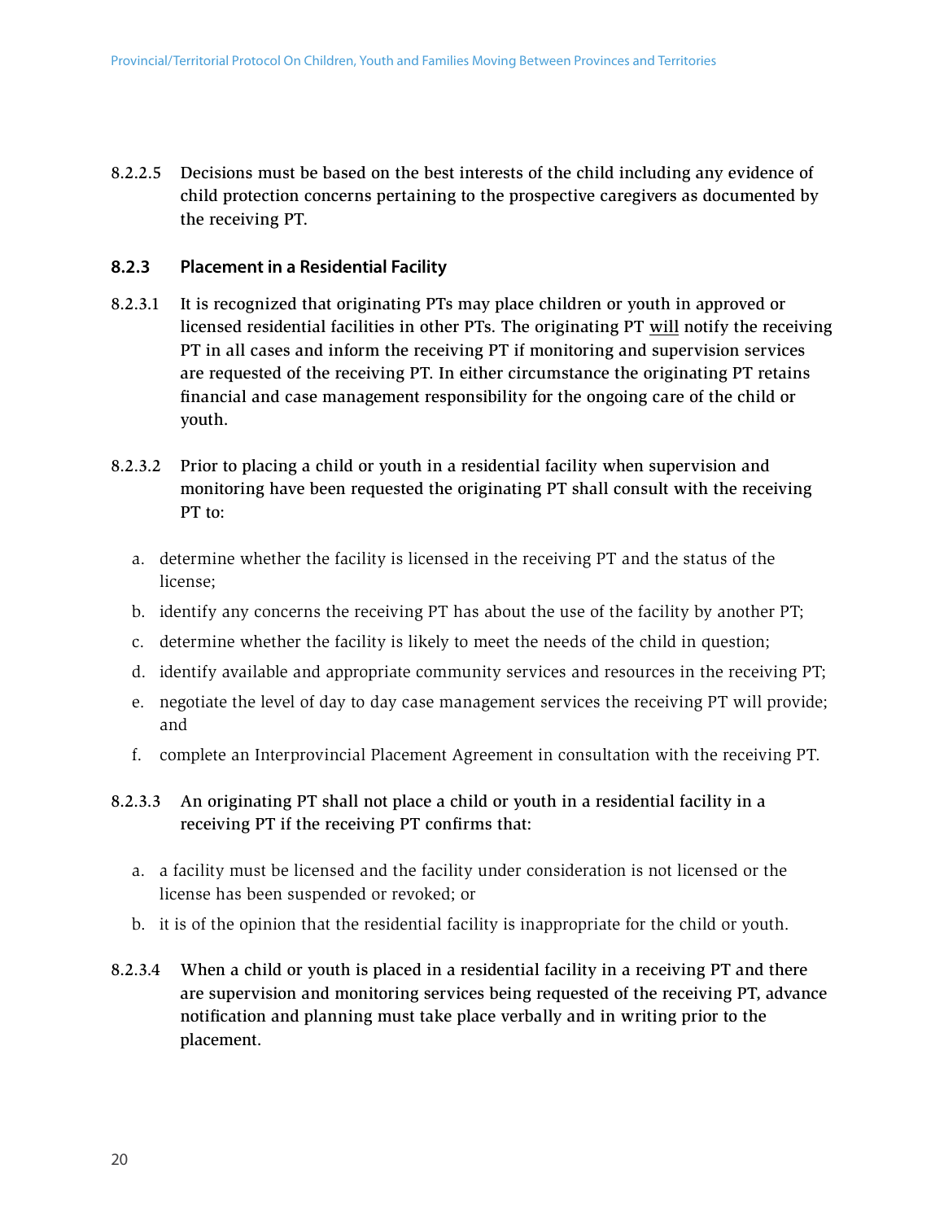8.2.2.5 Decisions must be based on the best interests of the child including any evidence of child protection concerns pertaining to the prospective caregivers as documented by the receiving PT.

### 8.2.3 Placement in a Residential Facility

8.2.3.1 It is recognized that originating PTs may place children or youth in approved or licensed residential facilities in other PTs. The originating PT <u>will</u> notify the receiving PT in all cases and inform the receiving PT if monitoring and supervision services are requested of the receiving PT. In either circumstance the originating PT retains financial and case management responsibility for the ongoing care of the child or youth.

8.2.3.2 Prior to placing a child or youth in a residential facility when supervision and monitoring have been requested the originating PT shall consult with the receiving PT to:

a. determine whether the facility is licensed in the receiving PT and the status of the license;

b. identify any concerns the receiving PT has about the use of the facility by another PT;

c. determine whether the facility is likely to meet the needs of the child in question;

d. identify available and appropriate community services and resources in the receiving PT;

e. negotiate the level of day to day case management services the receiving PT will provide; and

f. complete an Interprovincial Placement Agreement in consultation with the receiving PT.

8.2.3.3 An originating PT shall not place a child or youth in a residential facility in a receiving PT if the receiving PT confirms that:

a. a facility must be licensed and the facility under consideration is not licensed or the license has been suspended or revoked; or

b. it is of the opinion that the residential facility is inappropriate for the child or youth.

8.2.3.4 When a child or youth is placed in a residential facility in a receiving PT and there are supervision and monitoring services being requested of the receiving PT, advance notification and planning must take place verbally and in writing prior to the placement.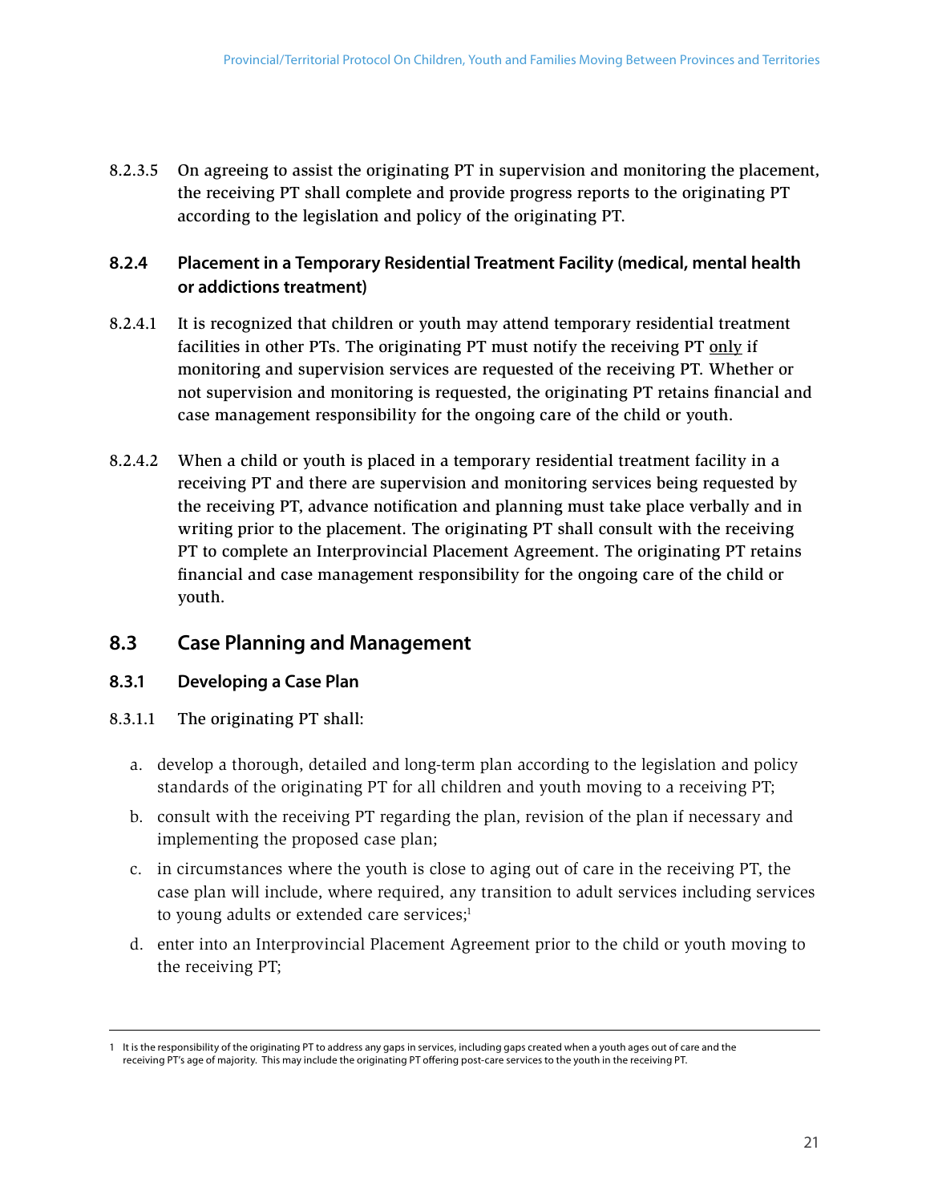8.2.3.5 On agreeing to assist the originating PT in supervision and monitoring the placement, the receiving PT shall complete and provide progress reports to the originating PT according to the legislation and policy of the originating PT.

### 8.2.4 Placement in a Temporary Residential Treatment Facility (medical, mental health or addictions treatment)

8.2.4.1 It is recognized that children or youth may attend temporary residential treatment facilities in other PTs. The originating PT must notify the receiving PT only if monitoring and supervision services are requested of the receiving PT. Whether or not supervision and monitoring is requested, the originating PT retains financial and case management responsibility for the ongoing care of the child or youth.

8.2.4.2 When a child or youth is placed in a temporary residential treatment facility in a receiving PT and there are supervision and monitoring services being requested by the receiving PT, advance notification and planning must take place verbally and in writing prior to the placement. The originating PT shall consult with the receiving PT to complete an Interprovincial Placement Agreement. The originating PT retains financial and case management responsibility for the ongoing care of the child or youth.

## 8.3 Case Planning and Management

### 8.3.1 Developing a Case Plan

8.3.1.1 The originating PT shall:

a. develop a thorough, detailed and long-term plan according to the legislation and policy standards of the originating PT for all children and youth moving to a receiving PT;

b. consult with the receiving PT regarding the plan, revision of the plan if necessary and implementing the proposed case plan;

c. in circumstances where the youth is close to aging out of care in the receiving PT, the case plan will include, where required, any transition to adult services including services to young adults or extended care services;[1]

d. enter into an Interprovincial Placement Agreement prior to the child or youth moving to the receiving PT;

---

1 It is the responsibility of the originating PT to address any gaps in services, including gaps created when a youth ages out of care and the receiving PT's age of majority. This may include the originating PT offering post-care services to the youth in the receiving PT.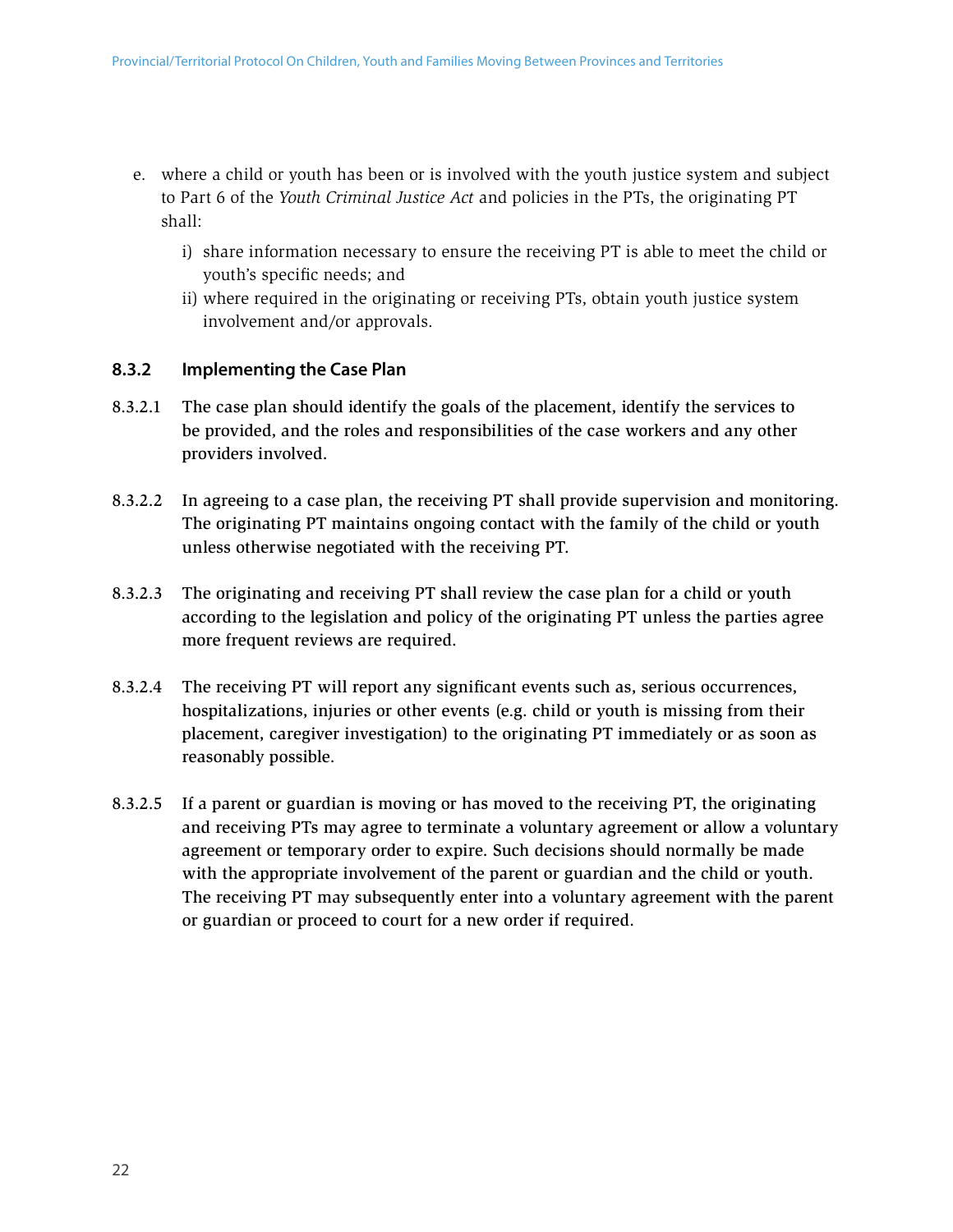e. where a child or youth has been or is involved with the youth justice system and subject to Part 6 of the *Youth Criminal Justice Act* and policies in the PTs, the originating PT shall:

   i) share information necessary to ensure the receiving PT is able to meet the child or youth's specific needs; and
   
   ii) where required in the originating or receiving PTs, obtain youth justice system involvement and/or approvals.

### 8.3.2 Implementing the Case Plan

8.3.2.1 The case plan should identify the goals of the placement, identify the services to be provided, and the roles and responsibilities of the case workers and any other providers involved.

8.3.2.2 In agreeing to a case plan, the receiving PT shall provide supervision and monitoring. The originating PT maintains ongoing contact with the family of the child or youth unless otherwise negotiated with the receiving PT.

8.3.2.3 The originating and receiving PT shall review the case plan for a child or youth according to the legislation and policy of the originating PT unless the parties agree more frequent reviews are required.

8.3.2.4 The receiving PT will report any significant events such as, serious occurrences, hospitalizations, injuries or other events (e.g. child or youth is missing from their placement, caregiver investigation) to the originating PT immediately or as soon as reasonably possible.

8.3.2.5 If a parent or guardian is moving or has moved to the receiving PT, the originating and receiving PTs may agree to terminate a voluntary agreement or allow a voluntary agreement or temporary order to expire. Such decisions should normally be made with the appropriate involvement of the parent or guardian and the child or youth. The receiving PT may subsequently enter into a voluntary agreement with the parent or guardian or proceed to court for a new order if required.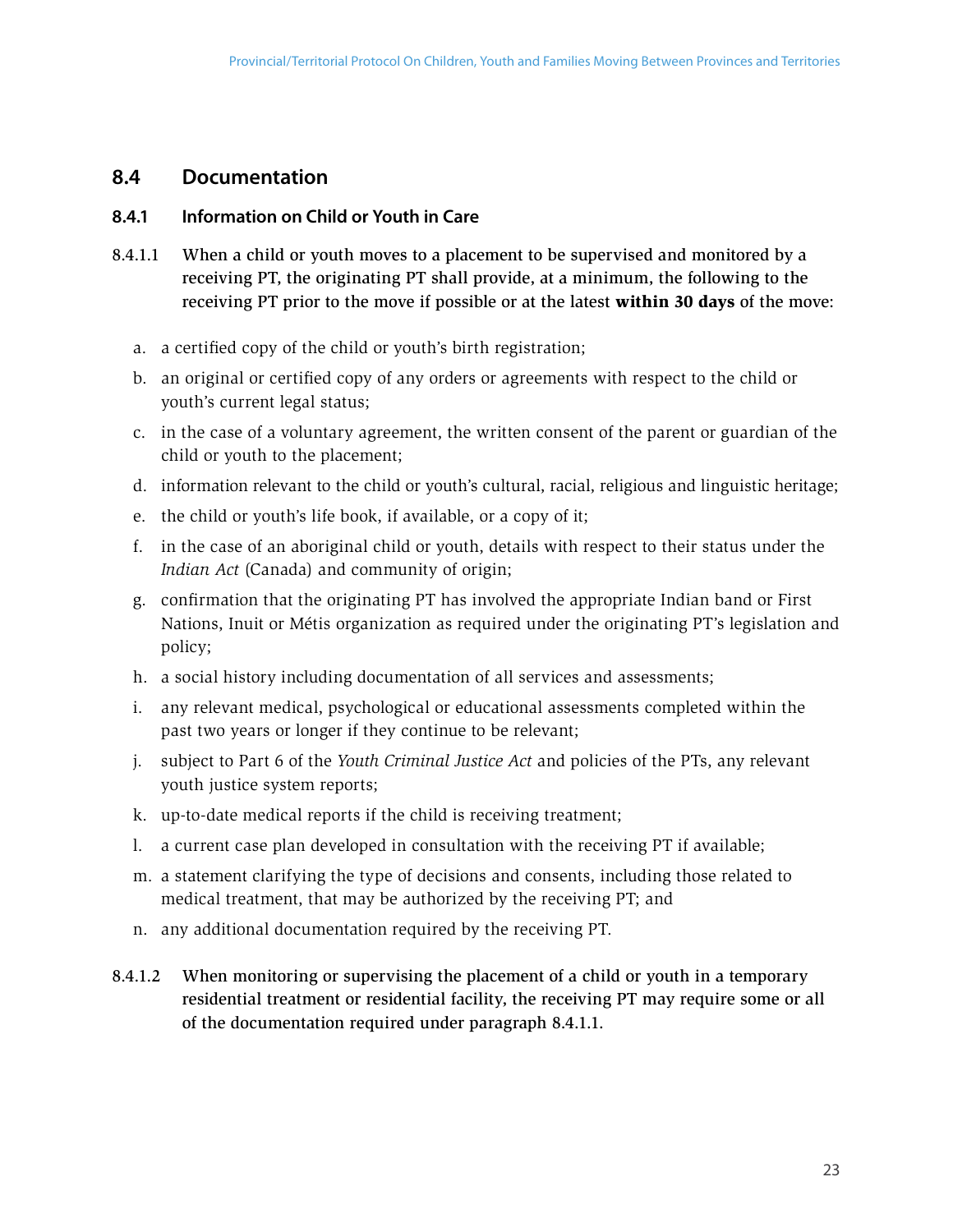## 8.4 Documentation

### 8.4.1 Information on Child or Youth in Care

8.4.1.1 When a child or youth moves to a placement to be supervised and monitored by a receiving PT, the originating PT shall provide, at a minimum, the following to the receiving PT prior to the move if possible or at the latest **within 30 days** of the move:

a. a certified copy of the child or youth's birth registration;

b. an original or certified copy of any orders or agreements with respect to the child or youth's current legal status;

c. in the case of a voluntary agreement, the written consent of the parent or guardian of the child or youth to the placement;

d. information relevant to the child or youth's cultural, racial, religious and linguistic heritage;

e. the child or youth's life book, if available, or a copy of it;

f. in the case of an aboriginal child or youth, details with respect to their status under the *Indian Act* (Canada) and community of origin;

g. confirmation that the originating PT has involved the appropriate Indian band or First Nations, Inuit or Métis organization as required under the originating PT's legislation and policy;

h. a social history including documentation of all services and assessments;

i. any relevant medical, psychological or educational assessments completed within the past two years or longer if they continue to be relevant;

j. subject to Part 6 of the *Youth Criminal Justice Act* and policies of the PTs, any relevant youth justice system reports;

k. up-to-date medical reports if the child is receiving treatment;

l. a current case plan developed in consultation with the receiving PT if available;

m. a statement clarifying the type of decisions and consents, including those related to medical treatment, that may be authorized by the receiving PT; and

n. any additional documentation required by the receiving PT.

8.4.1.2 When monitoring or supervising the placement of a child or youth in a temporary residential treatment or residential facility, the receiving PT may require some or all of the documentation required under paragraph 8.4.1.1.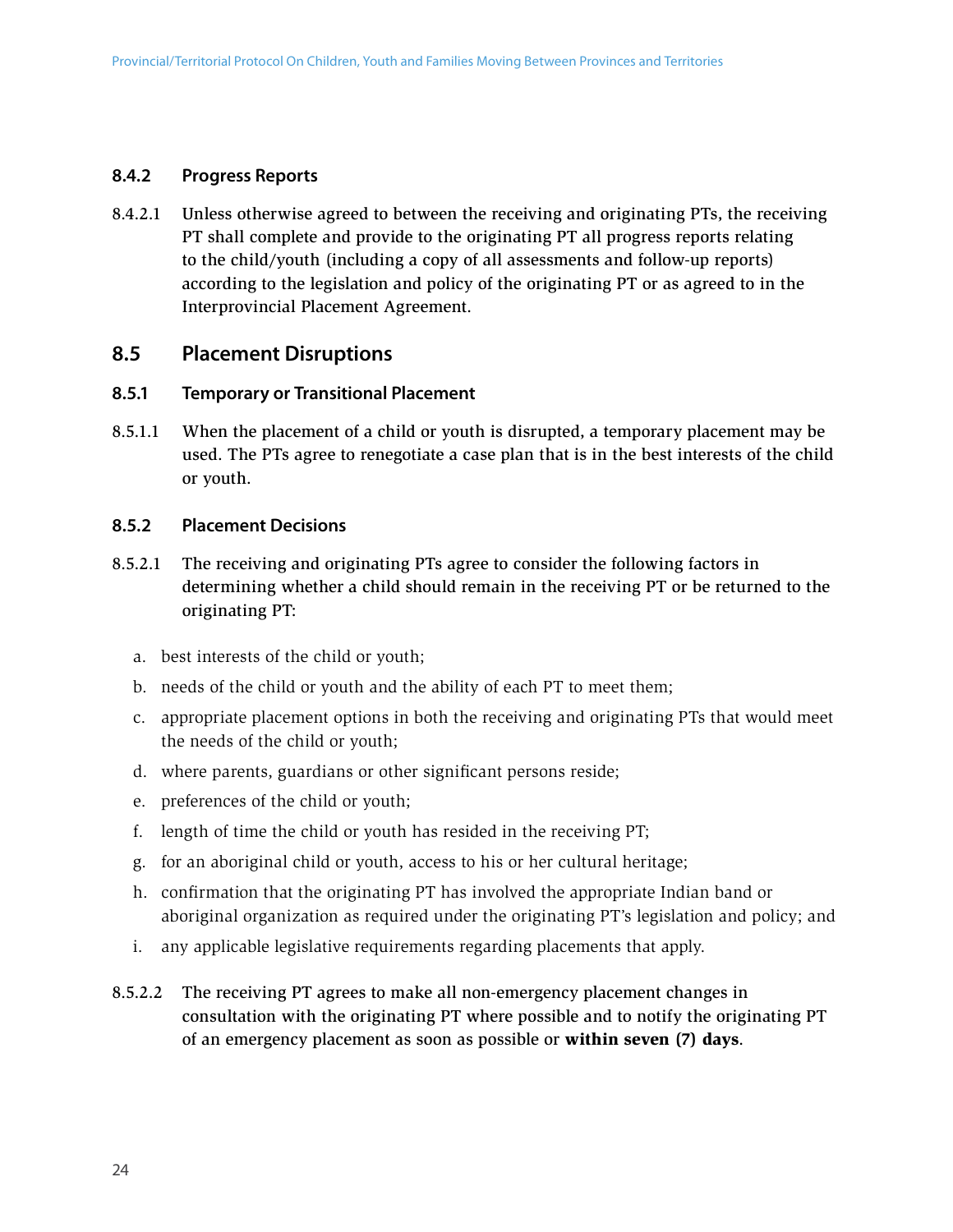### 8.4.2 Progress Reports

8.4.2.1 Unless otherwise agreed to between the receiving and originating PTs, the receiving PT shall complete and provide to the originating PT all progress reports relating to the child/youth (including a copy of all assessments and follow-up reports) according to the legislation and policy of the originating PT or as agreed to in the Interprovincial Placement Agreement.

## 8.5 Placement Disruptions

### 8.5.1 Temporary or Transitional Placement

8.5.1.1 When the placement of a child or youth is disrupted, a temporary placement may be used. The PTs agree to renegotiate a case plan that is in the best interests of the child or youth.

### 8.5.2 Placement Decisions

8.5.2.1 The receiving and originating PTs agree to consider the following factors in determining whether a child should remain in the receiving PT or be returned to the originating PT:

a. best interests of the child or youth;
b. needs of the child or youth and the ability of each PT to meet them;
c. appropriate placement options in both the receiving and originating PTs that would meet the needs of the child or youth;
d. where parents, guardians or other significant persons reside;
e. preferences of the child or youth;
f. length of time the child or youth has resided in the receiving PT;
g. for an aboriginal child or youth, access to his or her cultural heritage;
h. confirmation that the originating PT has involved the appropriate Indian band or aboriginal organization as required under the originating PT's legislation and policy; and
i. any applicable legislative requirements regarding placements that apply.

8.5.2.2 The receiving PT agrees to make all non-emergency placement changes in consultation with the originating PT where possible and to notify the originating PT of an emergency placement as soon as possible or **within seven (7) days**.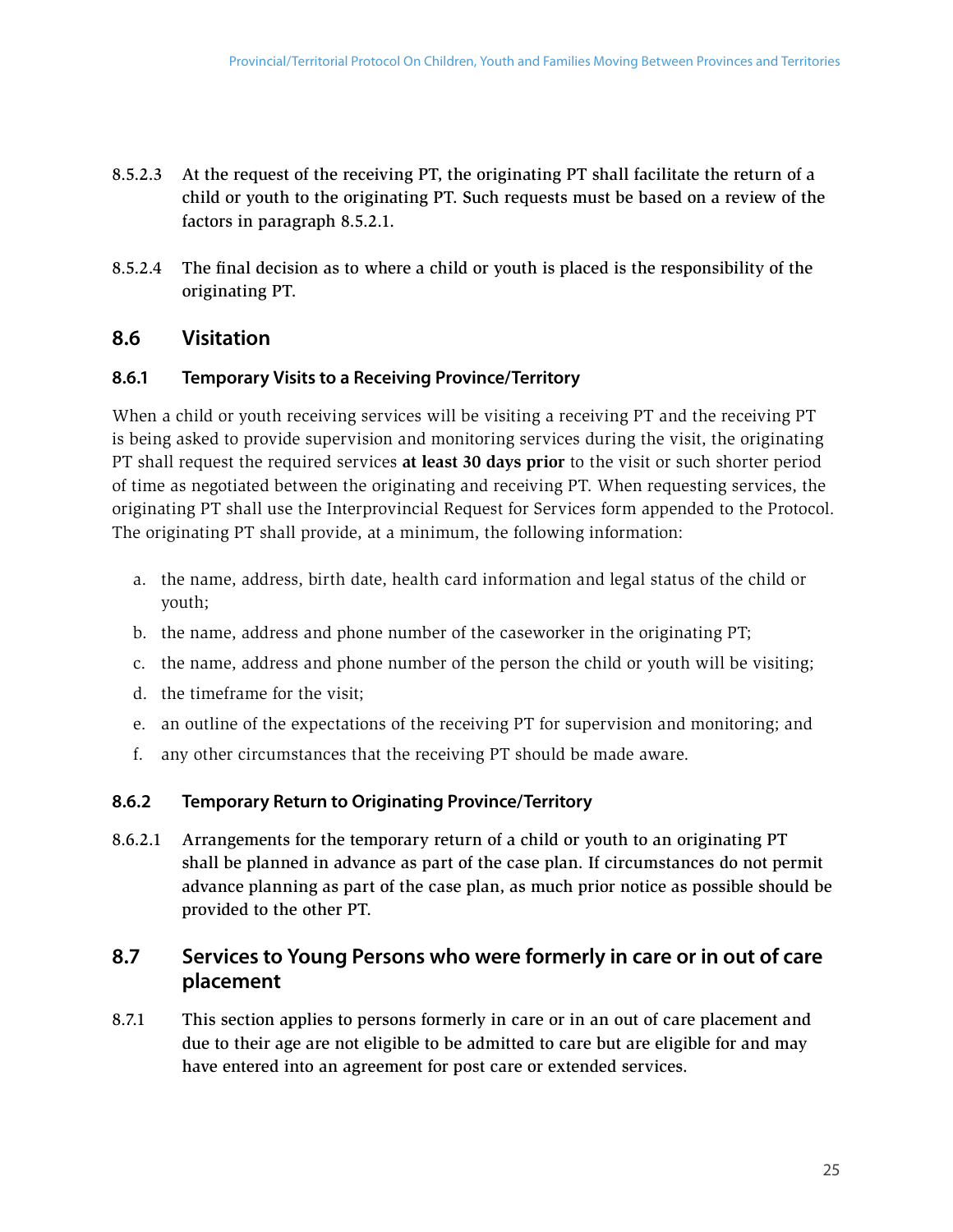8.5.2.3 At the request of the receiving PT, the originating PT shall facilitate the return of a child or youth to the originating PT. Such requests must be based on a review of the factors in paragraph 8.5.2.1.

8.5.2.4 The final decision as to where a child or youth is placed is the responsibility of the originating PT.

## 8.6 Visitation

### 8.6.1 Temporary Visits to a Receiving Province/Territory

When a child or youth receiving services will be visiting a receiving PT and the receiving PT is being asked to provide supervision and monitoring services during the visit, the originating PT shall request the required services **at least 30 days prior** to the visit or such shorter period of time as negotiated between the originating and receiving PT. When requesting services, the originating PT shall use the Interprovincial Request for Services form appended to the Protocol. The originating PT shall provide, at a minimum, the following information:

a. the name, address, birth date, health card information and legal status of the child or youth;

b. the name, address and phone number of the caseworker in the originating PT;

c. the name, address and phone number of the person the child or youth will be visiting;

d. the timeframe for the visit;

e. an outline of the expectations of the receiving PT for supervision and monitoring; and

f. any other circumstances that the receiving PT should be made aware.

### 8.6.2 Temporary Return to Originating Province/Territory

8.6.2.1 Arrangements for the temporary return of a child or youth to an originating PT shall be planned in advance as part of the case plan. If circumstances do not permit advance planning as part of the case plan, as much prior notice as possible should be provided to the other PT.

## 8.7 Services to Young Persons who were formerly in care or in out of care placement

8.7.1 This section applies to persons formerly in care or in an out of care placement and due to their age are not eligible to be admitted to care but are eligible for and may have entered into an agreement for post care or extended services.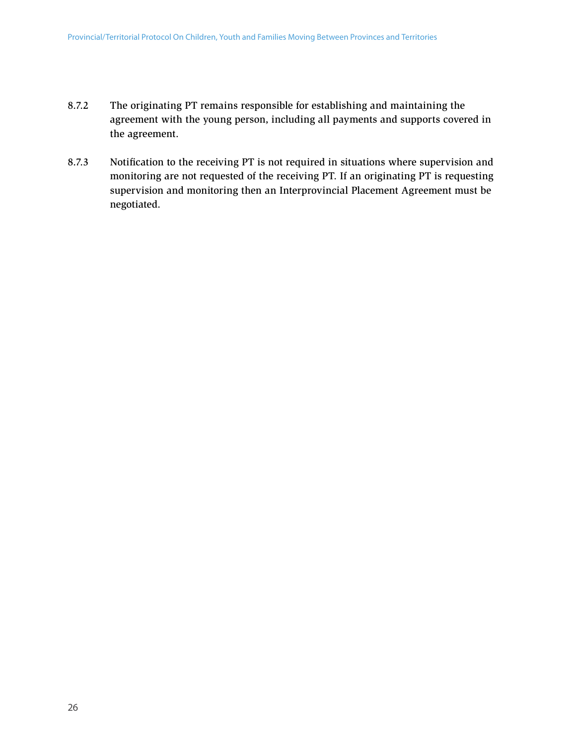8.7.2 The originating PT remains responsible for establishing and maintaining the agreement with the young person, including all payments and supports covered in the agreement.

8.7.3 Notification to the receiving PT is not required in situations where supervision and monitoring are not requested of the receiving PT. If an originating PT is requesting supervision and monitoring then an Interprovincial Placement Agreement must be negotiated.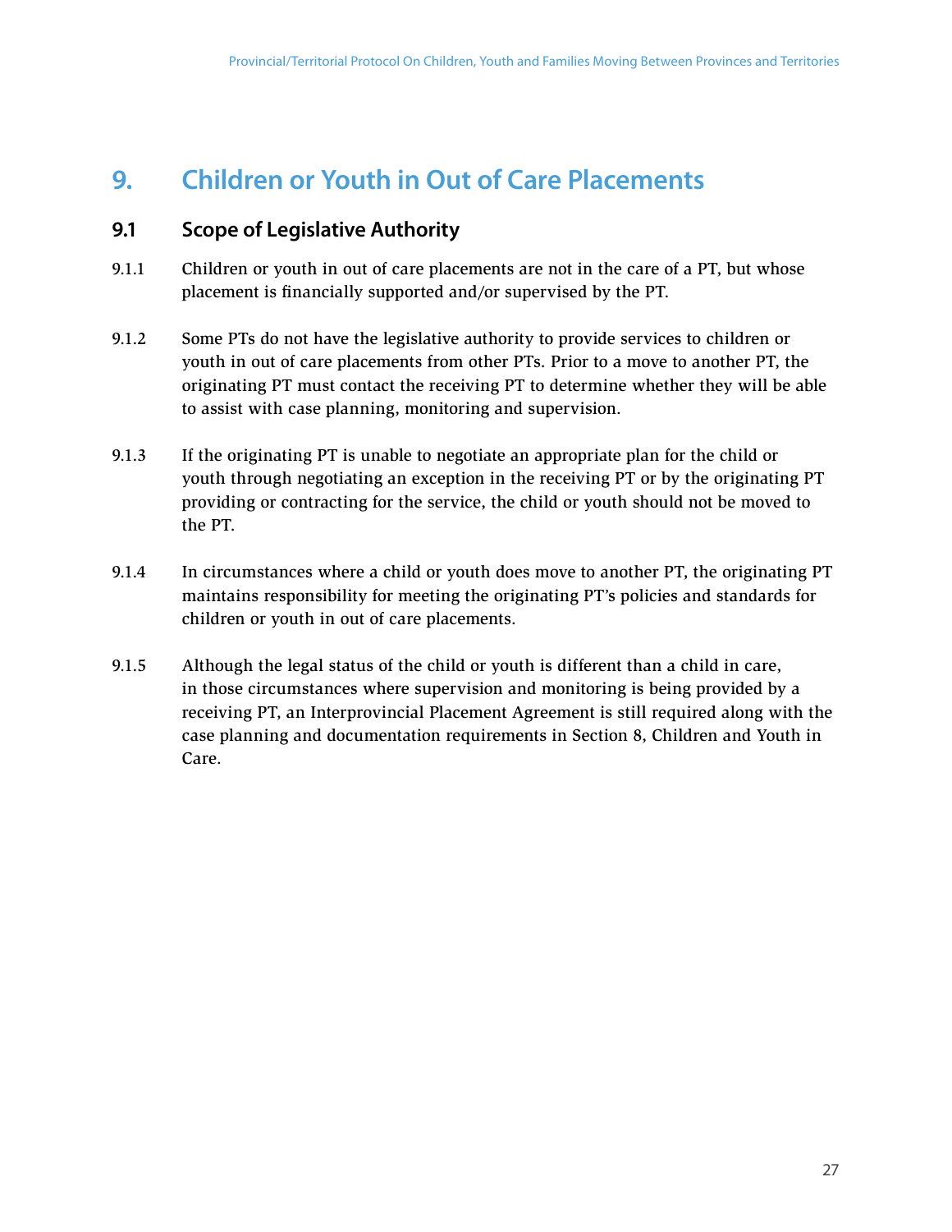# 9. Children or Youth in Out of Care Placements

## 9.1 Scope of Legislative Authority

9.1.1 Children or youth in out of care placements are not in the care of a PT, but whose placement is financially supported and/or supervised by the PT.

9.1.2 Some PTs do not have the legislative authority to provide services to children or youth in out of care placements from other PTs. Prior to a move to another PT, the originating PT must contact the receiving PT to determine whether they will be able to assist with case planning, monitoring and supervision.

9.1.3 If the originating PT is unable to negotiate an appropriate plan for the child or youth through negotiating an exception in the receiving PT or by the originating PT providing or contracting for the service, the child or youth should not be moved to the PT.

9.1.4 In circumstances where a child or youth does move to another PT, the originating PT maintains responsibility for meeting the originating PT's policies and standards for children or youth in out of care placements.

9.1.5 Although the legal status of the child or youth is different than a child in care, in those circumstances where supervision and monitoring is being provided by a receiving PT, an Interprovincial Placement Agreement is still required along with the case planning and documentation requirements in Section 8, Children and Youth in Care.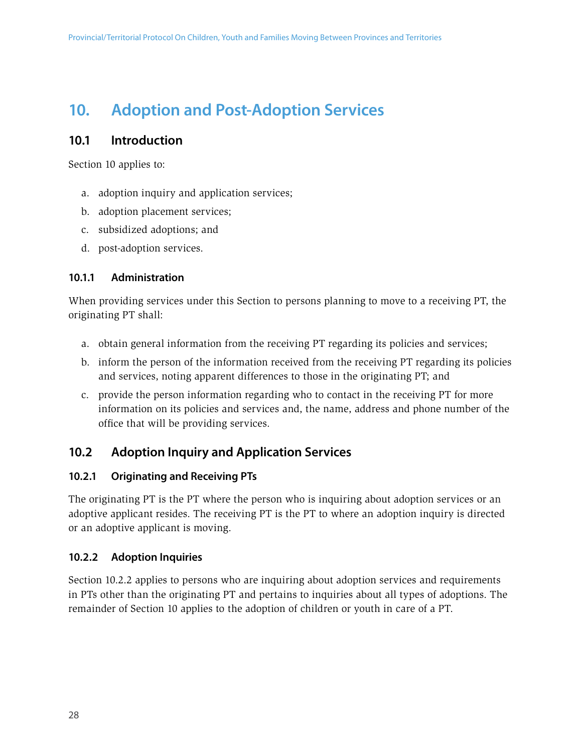# 10. Adoption and Post-Adoption Services

## 10.1 Introduction

Section 10 applies to:

a. adoption inquiry and application services;

b. adoption placement services;

c. subsidized adoptions; and

d. post-adoption services.

### 10.1.1 Administration

When providing services under this Section to persons planning to move to a receiving PT, the originating PT shall:

a. obtain general information from the receiving PT regarding its policies and services;

b. inform the person of the information received from the receiving PT regarding its policies and services, noting apparent differences to those in the originating PT; and

c. provide the person information regarding who to contact in the receiving PT for more information on its policies and services and, the name, address and phone number of the office that will be providing services.

## 10.2 Adoption Inquiry and Application Services

### 10.2.1 Originating and Receiving PTs

The originating PT is the PT where the person who is inquiring about adoption services or an adoptive applicant resides. The receiving PT is the PT to where an adoption inquiry is directed or an adoptive applicant is moving.

### 10.2.2 Adoption Inquiries

Section 10.2.2 applies to persons who are inquiring about adoption services and requirements in PTs other than the originating PT and pertains to inquiries about all types of adoptions. The remainder of Section 10 applies to the adoption of children or youth in care of a PT.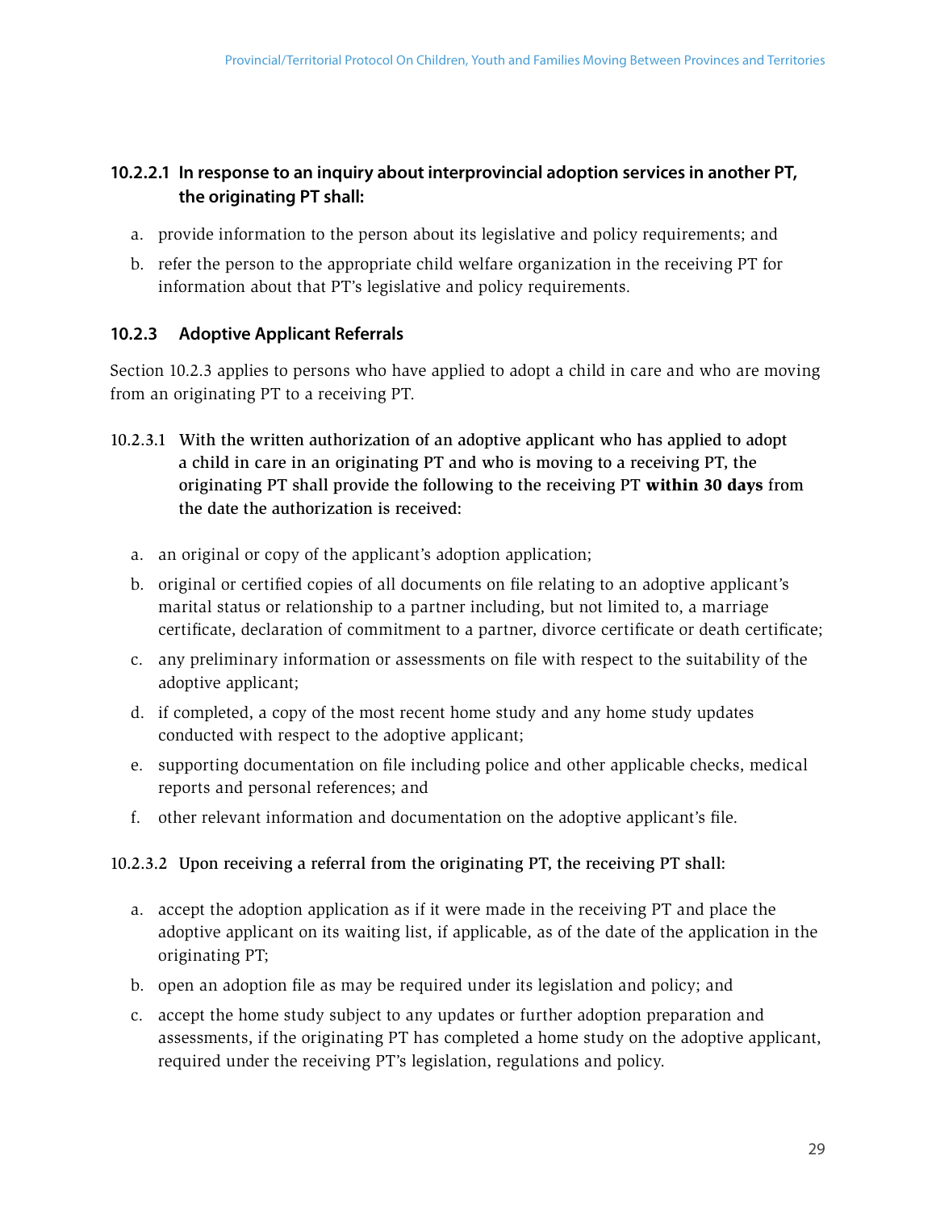#### 10.2.2.1 In response to an inquiry about interprovincial adoption services in another PT, the originating PT shall:

a. provide information to the person about its legislative and policy requirements; and

b. refer the person to the appropriate child welfare organization in the receiving PT for information about that PT's legislative and policy requirements.

### 10.2.3 Adoptive Applicant Referrals

Section 10.2.3 applies to persons who have applied to adopt a child in care and who are moving from an originating PT to a receiving PT.

10.2.3.1 With the written authorization of an adoptive applicant who has applied to adopt a child in care in an originating PT and who is moving to a receiving PT, the originating PT shall provide the following to the receiving PT **within 30 days** from the date the authorization is received:

a. an original or copy of the applicant's adoption application;

b. original or certified copies of all documents on file relating to an adoptive applicant's marital status or relationship to a partner including, but not limited to, a marriage certificate, declaration of commitment to a partner, divorce certificate or death certificate;

c. any preliminary information or assessments on file with respect to the suitability of the adoptive applicant;

d. if completed, a copy of the most recent home study and any home study updates conducted with respect to the adoptive applicant;

e. supporting documentation on file including police and other applicable checks, medical reports and personal references; and

f. other relevant information and documentation on the adoptive applicant's file.

10.2.3.2 Upon receiving a referral from the originating PT, the receiving PT shall:

a. accept the adoption application as if it were made in the receiving PT and place the adoptive applicant on its waiting list, if applicable, as of the date of the application in the originating PT;

b. open an adoption file as may be required under its legislation and policy; and

c. accept the home study subject to any updates or further adoption preparation and assessments, if the originating PT has completed a home study on the adoptive applicant, required under the receiving PT's legislation, regulations and policy.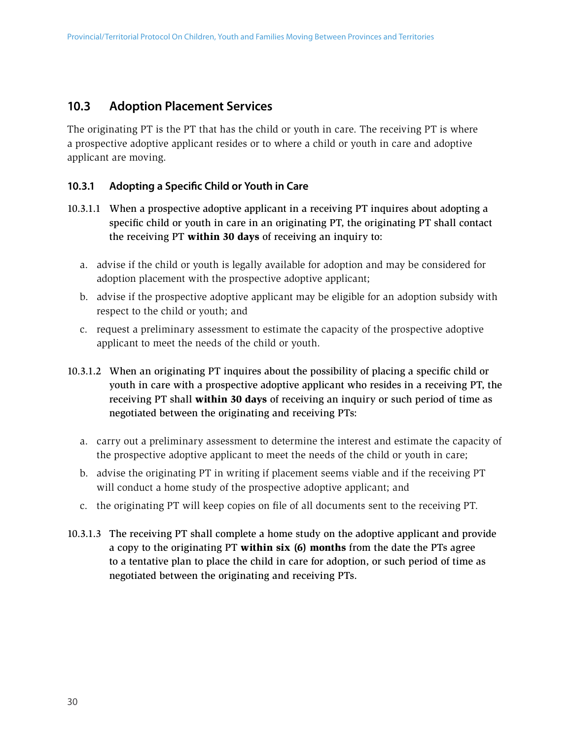## 10.3 Adoption Placement Services

The originating PT is the PT that has the child or youth in care. The receiving PT is where a prospective adoptive applicant resides or to where a child or youth in care and adoptive applicant are moving.

### 10.3.1 Adopting a Specific Child or Youth in Care

10.3.1.1 When a prospective adoptive applicant in a receiving PT inquires about adopting a specific child or youth in care in an originating PT, the originating PT shall contact the receiving PT **within 30 days** of receiving an inquiry to:

a. advise if the child or youth is legally available for adoption and may be considered for adoption placement with the prospective adoptive applicant;

b. advise if the prospective adoptive applicant may be eligible for an adoption subsidy with respect to the child or youth; and

c. request a preliminary assessment to estimate the capacity of the prospective adoptive applicant to meet the needs of the child or youth.

10.3.1.2 When an originating PT inquires about the possibility of placing a specific child or youth in care with a prospective adoptive applicant who resides in a receiving PT, the receiving PT shall **within 30 days** of receiving an inquiry or such period of time as negotiated between the originating and receiving PTs:

a. carry out a preliminary assessment to determine the interest and estimate the capacity of the prospective adoptive applicant to meet the needs of the child or youth in care;

b. advise the originating PT in writing if placement seems viable and if the receiving PT will conduct a home study of the prospective adoptive applicant; and

c. the originating PT will keep copies on file of all documents sent to the receiving PT.

10.3.1.3 The receiving PT shall complete a home study on the adoptive applicant and provide a copy to the originating PT **within six (6) months** from the date the PTs agree to a tentative plan to place the child in care for adoption, or such period of time as negotiated between the originating and receiving PTs.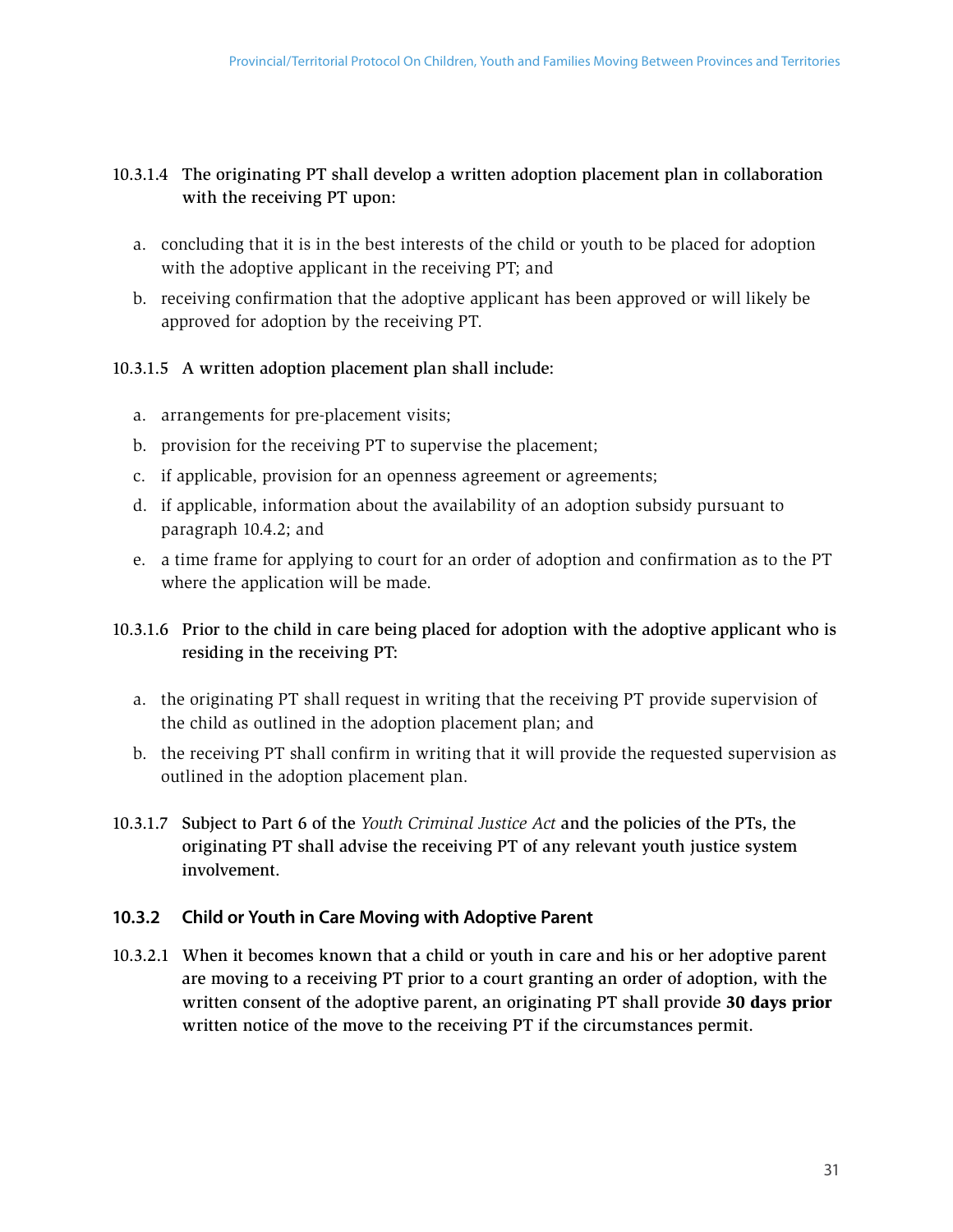**10.3.1.4 The originating PT shall develop a written adoption placement plan in collaboration with the receiving PT upon:**

a. concluding that it is in the best interests of the child or youth to be placed for adoption with the adoptive applicant in the receiving PT; and

b. receiving confirmation that the adoptive applicant has been approved or will likely be approved for adoption by the receiving PT.

**10.3.1.5 A written adoption placement plan shall include:**

a. arrangements for pre-placement visits;

b. provision for the receiving PT to supervise the placement;

c. if applicable, provision for an openness agreement or agreements;

d. if applicable, information about the availability of an adoption subsidy pursuant to paragraph 10.4.2; and

e. a time frame for applying to court for an order of adoption and confirmation as to the PT where the application will be made.

**10.3.1.6 Prior to the child in care being placed for adoption with the adoptive applicant who is residing in the receiving PT:**

a. the originating PT shall request in writing that the receiving PT provide supervision of the child as outlined in the adoption placement plan; and

b. the receiving PT shall confirm in writing that it will provide the requested supervision as outlined in the adoption placement plan.

**10.3.1.7 Subject to Part 6 of the *Youth Criminal Justice Act* and the policies of the PTs, the originating PT shall advise the receiving PT of any relevant youth justice system involvement.**

### 10.3.2 Child or Youth in Care Moving with Adoptive Parent

**10.3.2.1 When it becomes known that a child or youth in care and his or her adoptive parent are moving to a receiving PT prior to a court granting an order of adoption, with the written consent of the adoptive parent, an originating PT shall provide 30 days prior written notice of the move to the receiving PT if the circumstances permit.**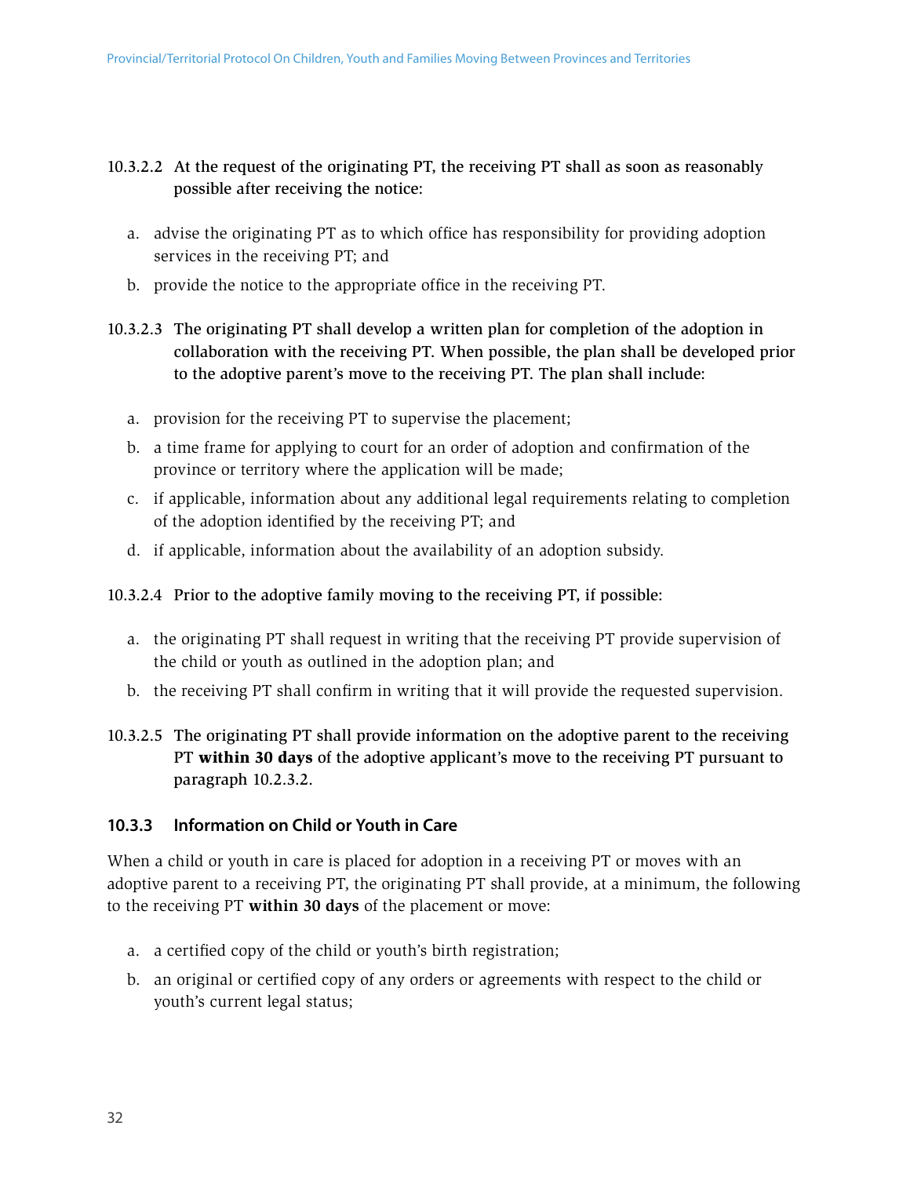10.3.2.2 At the request of the originating PT, the receiving PT shall as soon as reasonably possible after receiving the notice:

a. advise the originating PT as to which office has responsibility for providing adoption services in the receiving PT; and

b. provide the notice to the appropriate office in the receiving PT.

10.3.2.3 The originating PT shall develop a written plan for completion of the adoption in collaboration with the receiving PT. When possible, the plan shall be developed prior to the adoptive parent's move to the receiving PT. The plan shall include:

a. provision for the receiving PT to supervise the placement;

b. a time frame for applying to court for an order of adoption and confirmation of the province or territory where the application will be made;

c. if applicable, information about any additional legal requirements relating to completion of the adoption identified by the receiving PT; and

d. if applicable, information about the availability of an adoption subsidy.

10.3.2.4 Prior to the adoptive family moving to the receiving PT, if possible:

a. the originating PT shall request in writing that the receiving PT provide supervision of the child or youth as outlined in the adoption plan; and

b. the receiving PT shall confirm in writing that it will provide the requested supervision.

10.3.2.5 The originating PT shall provide information on the adoptive parent to the receiving PT **within 30 days** of the adoptive applicant's move to the receiving PT pursuant to paragraph 10.2.3.2.

### 10.3.3 Information on Child or Youth in Care

When a child or youth in care is placed for adoption in a receiving PT or moves with an adoptive parent to a receiving PT, the originating PT shall provide, at a minimum, the following to the receiving PT **within 30 days** of the placement or move:

a. a certified copy of the child or youth's birth registration;

b. an original or certified copy of any orders or agreements with respect to the child or youth's current legal status;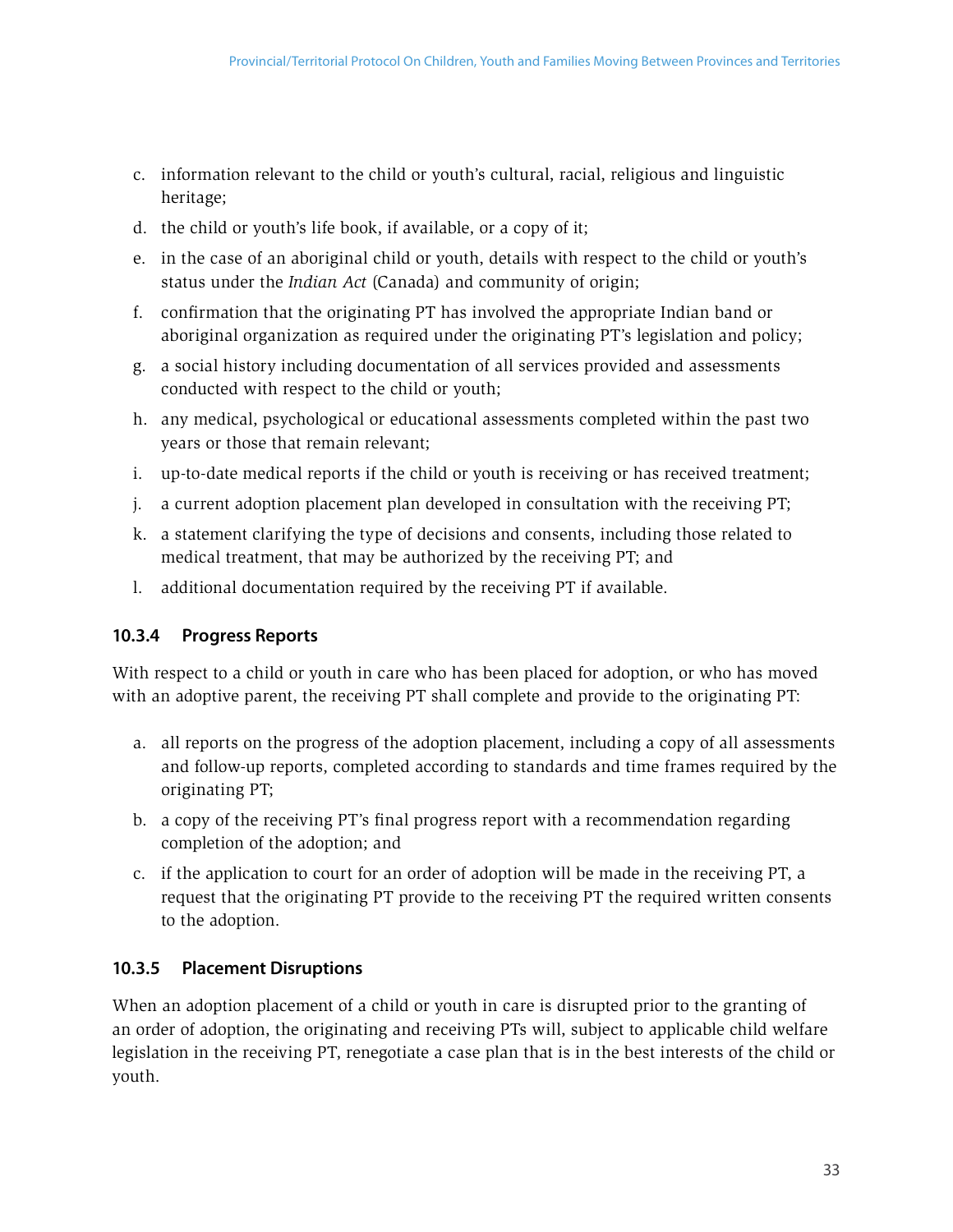c. information relevant to the child or youth's cultural, racial, religious and linguistic heritage;
d. the child or youth's life book, if available, or a copy of it;
e. in the case of an aboriginal child or youth, details with respect to the child or youth's status under the *Indian Act* (Canada) and community of origin;
f. confirmation that the originating PT has involved the appropriate Indian band or aboriginal organization as required under the originating PT's legislation and policy;
g. a social history including documentation of all services provided and assessments conducted with respect to the child or youth;
h. any medical, psychological or educational assessments completed within the past two years or those that remain relevant;
i. up-to-date medical reports if the child or youth is receiving or has received treatment;
j. a current adoption placement plan developed in consultation with the receiving PT;
k. a statement clarifying the type of decisions and consents, including those related to medical treatment, that may be authorized by the receiving PT; and
l. additional documentation required by the receiving PT if available.

#### 10.3.4 Progress Reports

With respect to a child or youth in care who has been placed for adoption, or who has moved with an adoptive parent, the receiving PT shall complete and provide to the originating PT:

a. all reports on the progress of the adoption placement, including a copy of all assessments and follow-up reports, completed according to standards and time frames required by the originating PT;
b. a copy of the receiving PT's final progress report with a recommendation regarding completion of the adoption; and
c. if the application to court for an order of adoption will be made in the receiving PT, a request that the originating PT provide to the receiving PT the required written consents to the adoption.

#### 10.3.5 Placement Disruptions

When an adoption placement of a child or youth in care is disrupted prior to the granting of an order of adoption, the originating and receiving PTs will, subject to applicable child welfare legislation in the receiving PT, renegotiate a case plan that is in the best interests of the child or youth.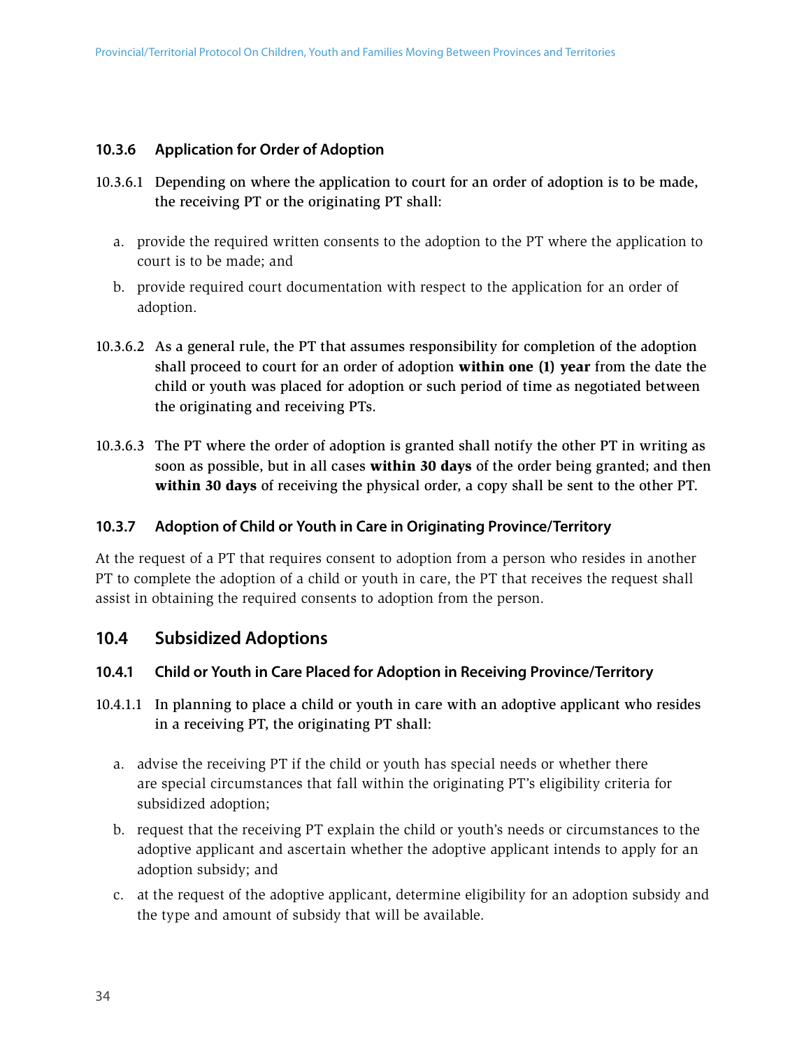### 10.3.6 Application for Order of Adoption

10.3.6.1 Depending on where the application to court for an order of adoption is to be made, the receiving PT or the originating PT shall:

a. provide the required written consents to the adoption to the PT where the application to court is to be made; and

b. provide required court documentation with respect to the application for an order of adoption.

10.3.6.2 As a general rule, the PT that assumes responsibility for completion of the adoption shall proceed to court for an order of adoption **within one (1) year** from the date the child or youth was placed for adoption or such period of time as negotiated between the originating and receiving PTs.

10.3.6.3 The PT where the order of adoption is granted shall notify the other PT in writing as soon as possible, but in all cases **within 30 days** of the order being granted; and then **within 30 days** of receiving the physical order, a copy shall be sent to the other PT.

### 10.3.7 Adoption of Child or Youth in Care in Originating Province/Territory

At the request of a PT that requires consent to adoption from a person who resides in another PT to complete the adoption of a child or youth in care, the PT that receives the request shall assist in obtaining the required consents to adoption from the person.

## 10.4 Subsidized Adoptions

### 10.4.1 Child or Youth in Care Placed for Adoption in Receiving Province/Territory

10.4.1.1 In planning to place a child or youth in care with an adoptive applicant who resides in a receiving PT, the originating PT shall:

a. advise the receiving PT if the child or youth has special needs or whether there are special circumstances that fall within the originating PT's eligibility criteria for subsidized adoption;

b. request that the receiving PT explain the child or youth's needs or circumstances to the adoptive applicant and ascertain whether the adoptive applicant intends to apply for an adoption subsidy; and

c. at the request of the adoptive applicant, determine eligibility for an adoption subsidy and the type and amount of subsidy that will be available.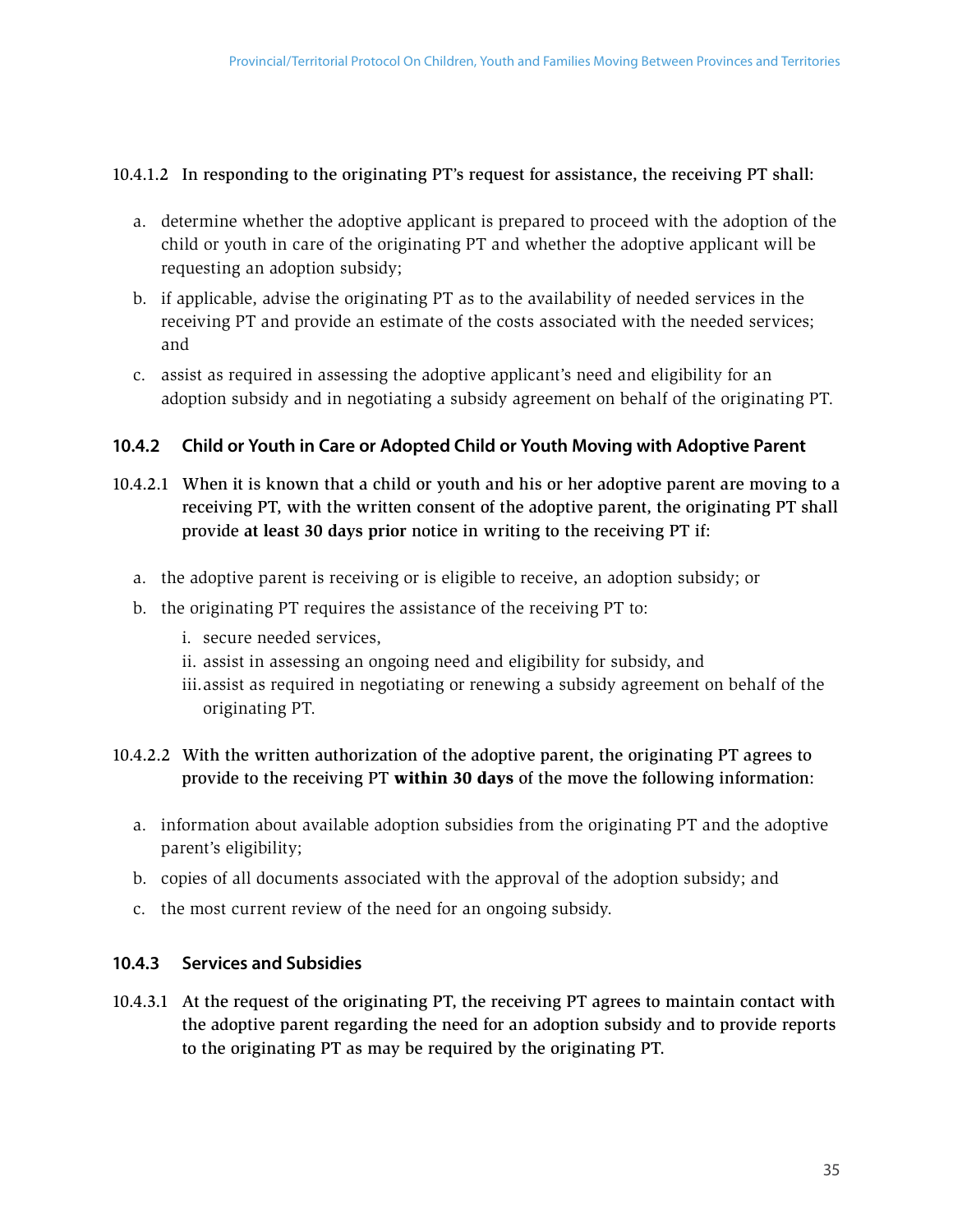10.4.1.2 In responding to the originating PT's request for assistance, the receiving PT shall:

a. determine whether the adoptive applicant is prepared to proceed with the adoption of the child or youth in care of the originating PT and whether the adoptive applicant will be requesting an adoption subsidy;

b. if applicable, advise the originating PT as to the availability of needed services in the receiving PT and provide an estimate of the costs associated with the needed services; and

c. assist as required in assessing the adoptive applicant's need and eligibility for an adoption subsidy and in negotiating a subsidy agreement on behalf of the originating PT.

### 10.4.2 Child or Youth in Care or Adopted Child or Youth Moving with Adoptive Parent

10.4.2.1 When it is known that a child or youth and his or her adoptive parent are moving to a receiving PT, with the written consent of the adoptive parent, the originating PT shall provide **at least 30 days prior** notice in writing to the receiving PT if:

a. the adoptive parent is receiving or is eligible to receive, an adoption subsidy; or

b. the originating PT requires the assistance of the receiving PT to:

   i. secure needed services,
   ii. assist in assessing an ongoing need and eligibility for subsidy, and
   iii. assist as required in negotiating or renewing a subsidy agreement on behalf of the originating PT.

10.4.2.2 With the written authorization of the adoptive parent, the originating PT agrees to provide to the receiving PT **within 30 days** of the move the following information:

a. information about available adoption subsidies from the originating PT and the adoptive parent's eligibility;

b. copies of all documents associated with the approval of the adoption subsidy; and

c. the most current review of the need for an ongoing subsidy.

### 10.4.3 Services and Subsidies

10.4.3.1 At the request of the originating PT, the receiving PT agrees to maintain contact with the adoptive parent regarding the need for an adoption subsidy and to provide reports to the originating PT as may be required by the originating PT.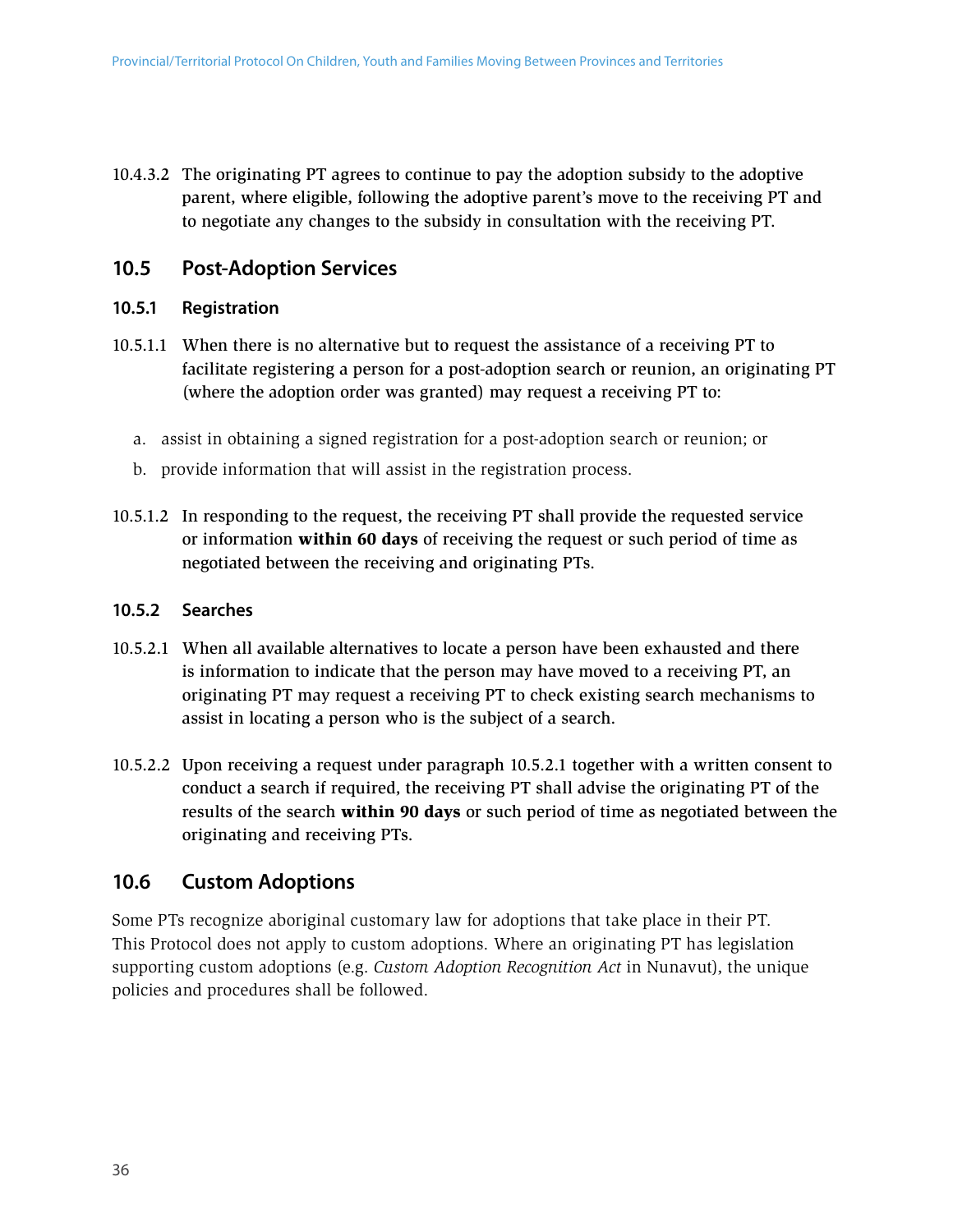10.4.3.2 The originating PT agrees to continue to pay the adoption subsidy to the adoptive parent, where eligible, following the adoptive parent's move to the receiving PT and to negotiate any changes to the subsidy in consultation with the receiving PT.

## 10.5 Post-Adoption Services

### 10.5.1 Registration

10.5.1.1 When there is no alternative but to request the assistance of a receiving PT to facilitate registering a person for a post-adoption search or reunion, an originating PT (where the adoption order was granted) may request a receiving PT to:

a. assist in obtaining a signed registration for a post-adoption search or reunion; or
b. provide information that will assist in the registration process.

10.5.1.2 In responding to the request, the receiving PT shall provide the requested service or information **within 60 days** of receiving the request or such period of time as negotiated between the receiving and originating PTs.

### 10.5.2 Searches

10.5.2.1 When all available alternatives to locate a person have been exhausted and there is information to indicate that the person may have moved to a receiving PT, an originating PT may request a receiving PT to check existing search mechanisms to assist in locating a person who is the subject of a search.

10.5.2.2 Upon receiving a request under paragraph 10.5.2.1 together with a written consent to conduct a search if required, the receiving PT shall advise the originating PT of the results of the search **within 90 days** or such period of time as negotiated between the originating and receiving PTs.

## 10.6 Custom Adoptions

Some PTs recognize aboriginal customary law for adoptions that take place in their PT. This Protocol does not apply to custom adoptions. Where an originating PT has legislation supporting custom adoptions (e.g. *Custom Adoption Recognition Act* in Nunavut), the unique policies and procedures shall be followed.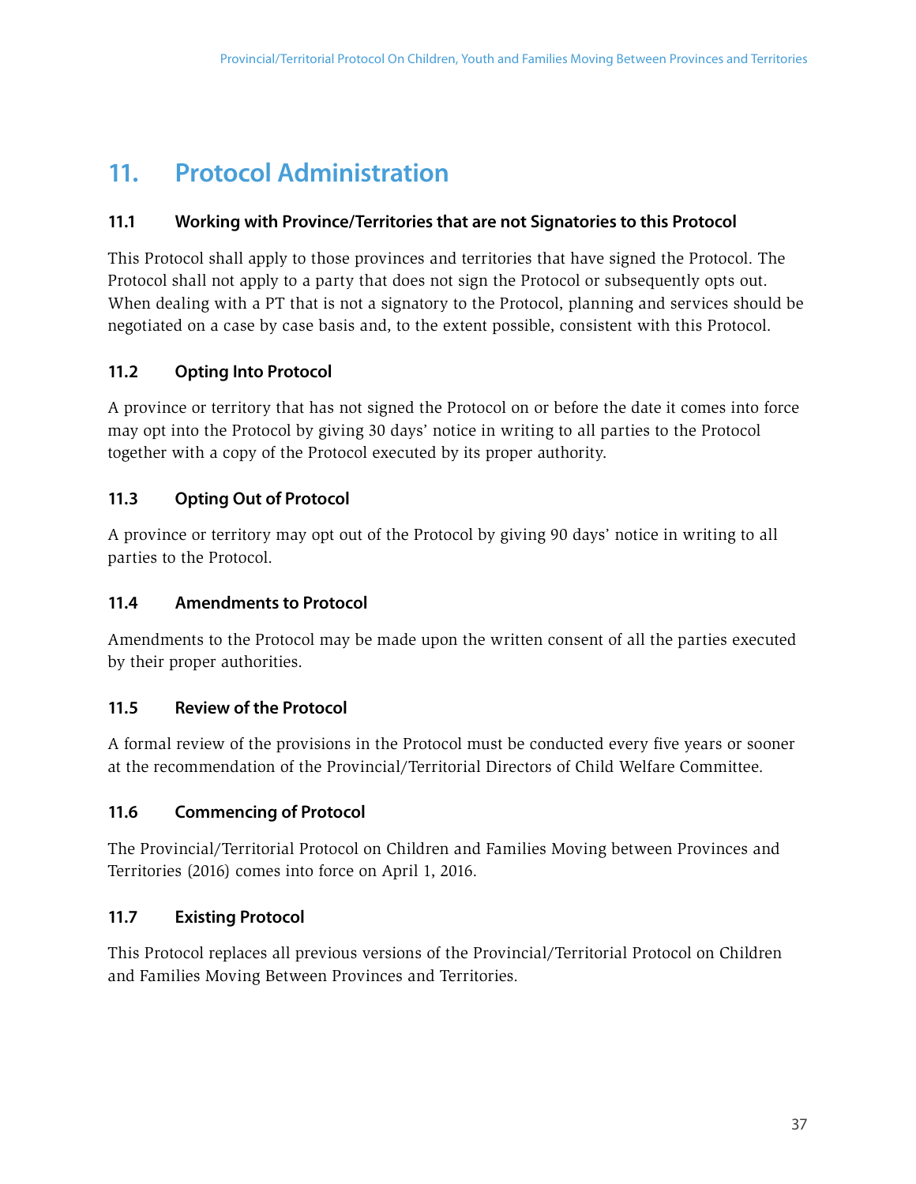# 11. Protocol Administration

### 11.1 Working with Province/Territories that are not Signatories to this Protocol

This Protocol shall apply to those provinces and territories that have signed the Protocol. The Protocol shall not apply to a party that does not sign the Protocol or subsequently opts out. When dealing with a PT that is not a signatory to the Protocol, planning and services should be negotiated on a case by case basis and, to the extent possible, consistent with this Protocol.

### 11.2 Opting Into Protocol

A province or territory that has not signed the Protocol on or before the date it comes into force may opt into the Protocol by giving 30 days' notice in writing to all parties to the Protocol together with a copy of the Protocol executed by its proper authority.

### 11.3 Opting Out of Protocol

A province or territory may opt out of the Protocol by giving 90 days' notice in writing to all parties to the Protocol.

### 11.4 Amendments to Protocol

Amendments to the Protocol may be made upon the written consent of all the parties executed by their proper authorities.

### 11.5 Review of the Protocol

A formal review of the provisions in the Protocol must be conducted every five years or sooner at the recommendation of the Provincial/Territorial Directors of Child Welfare Committee.

### 11.6 Commencing of Protocol

The Provincial/Territorial Protocol on Children and Families Moving between Provinces and Territories (2016) comes into force on April 1, 2016.

### 11.7 Existing Protocol

This Protocol replaces all previous versions of the Provincial/Territorial Protocol on Children and Families Moving Between Provinces and Territories.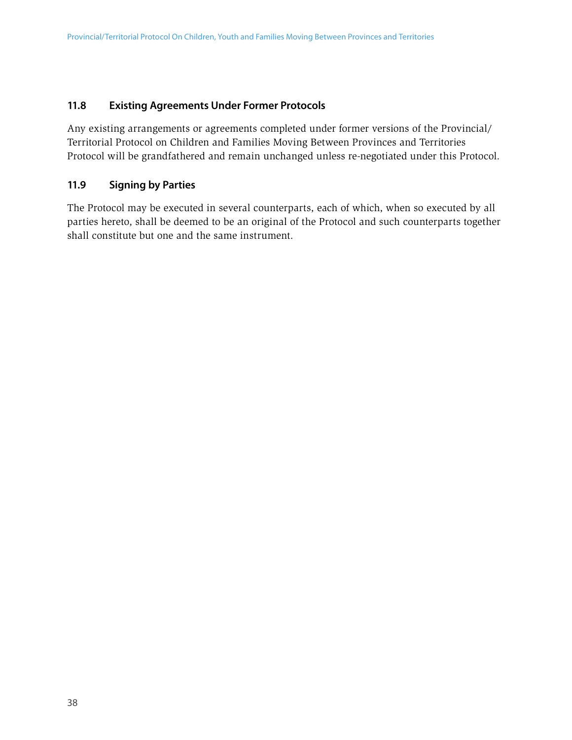### 11.8 Existing Agreements Under Former Protocols

Any existing arrangements or agreements completed under former versions of the Provincial/ Territorial Protocol on Children and Families Moving Between Provinces and Territories Protocol will be grandfathered and remain unchanged unless re-negotiated under this Protocol.

### 11.9 Signing by Parties

The Protocol may be executed in several counterparts, each of which, when so executed by all parties hereto, shall be deemed to be an original of the Protocol and such counterparts together shall constitute but one and the same instrument.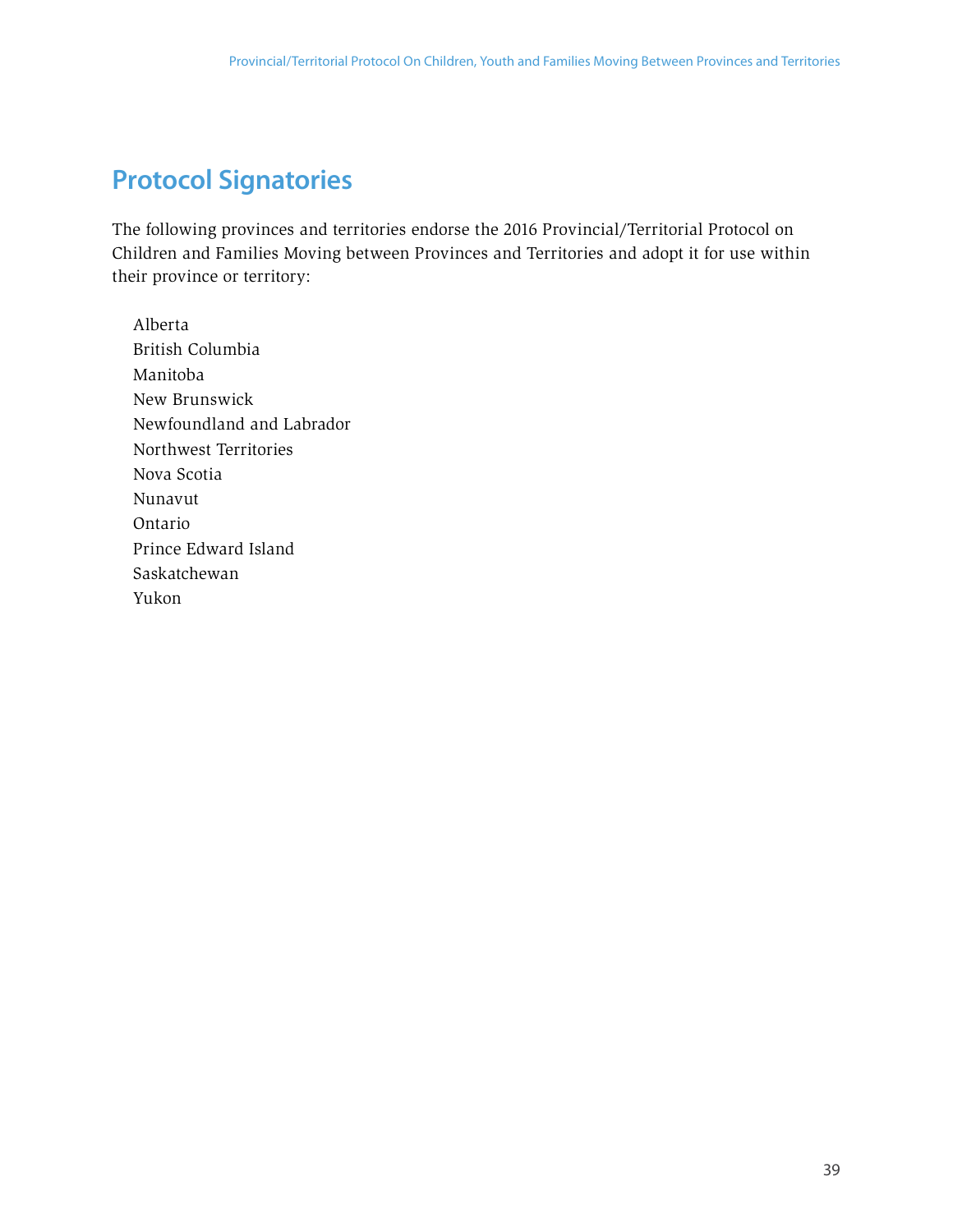## Protocol Signatories

The following provinces and territories endorse the 2016 Provincial/Territorial Protocol on Children and Families Moving between Provinces and Territories and adopt it for use within their province or territory:

Alberta
British Columbia
Manitoba
New Brunswick
Newfoundland and Labrador
Northwest Territories
Nova Scotia
Nunavut
Ontario
Prince Edward Island
Saskatchewan
Yukon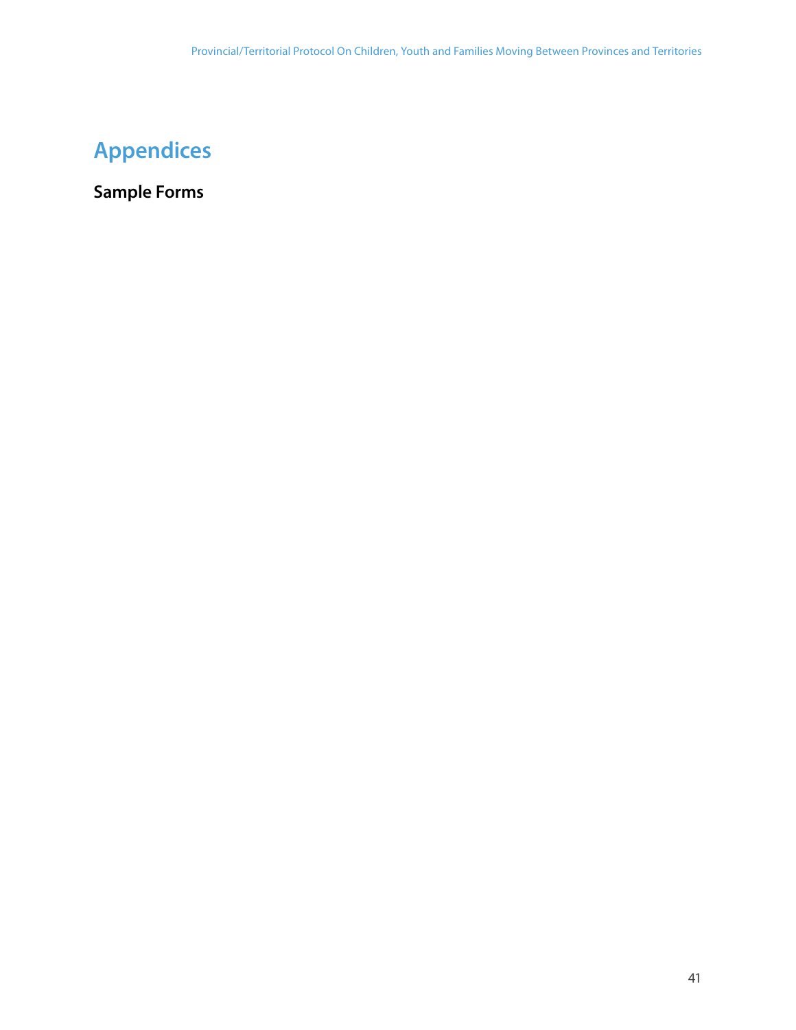# Appendices

## Sample Forms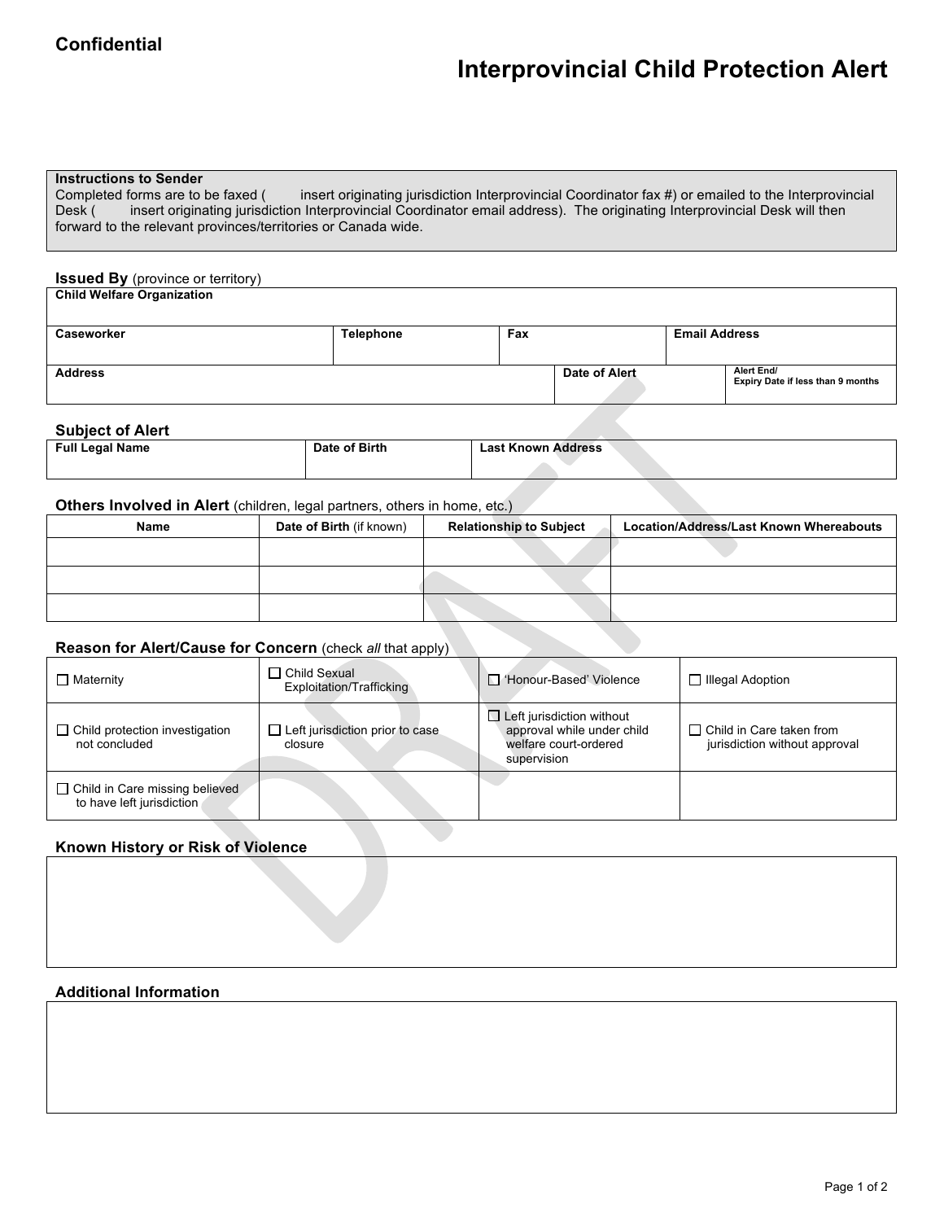**Confidential**

# Interprovincial Child Protection Alert

| **Instructions to Sender** |
|---|
| Completed forms are to be faxed ( insert originating jurisdiction Interprovincial Coordinator fax #) or emailed to the Interprovincial Desk ( insert originating jurisdiction Interprovincial Coordinator email address). The originating Interprovincial Desk will then forward to the relevant provinces/territories or Canada wide. |

### Issued By (province or territory)

| **Child Welfare Organization** | | | |
|---|---|---|---|
| **Caseworker** | **Telephone** | **Fax** | **Email Address** |
| **Address** | | **Date of Alert** | **Alert End/ Expiry Date if less than 9 months** |

### Subject of Alert

| **Full Legal Name** | **Date of Birth** | **Last Known Address** |
|---|---|---|
| | | |

### Others Involved in Alert (children, legal partners, others in home, etc.)

| Name | Date of Birth (if known) | Relationship to Subject | Location/Address/Last Known Whereabouts |
|---|---|---|---|
| | | | |
| | | | |
| | | | |

### Reason for Alert/Cause for Concern (check *all* that apply)

| | | | |
|---|---|---|---|
| ☐ Maternity | ☐ Child Sexual Exploitation/Trafficking | ☐ 'Honour-Based' Violence | ☐ Illegal Adoption |
| ☐ Child protection investigation not concluded | ☐ Left jurisdiction prior to case closure | ☐ Left jurisdiction without approval while under child welfare court-ordered supervision | ☐ Child in Care taken from jurisdiction without approval |
| ☐ Child in Care missing believed to have left jurisdiction | | | |

### Known History or Risk of Violence

### Additional Information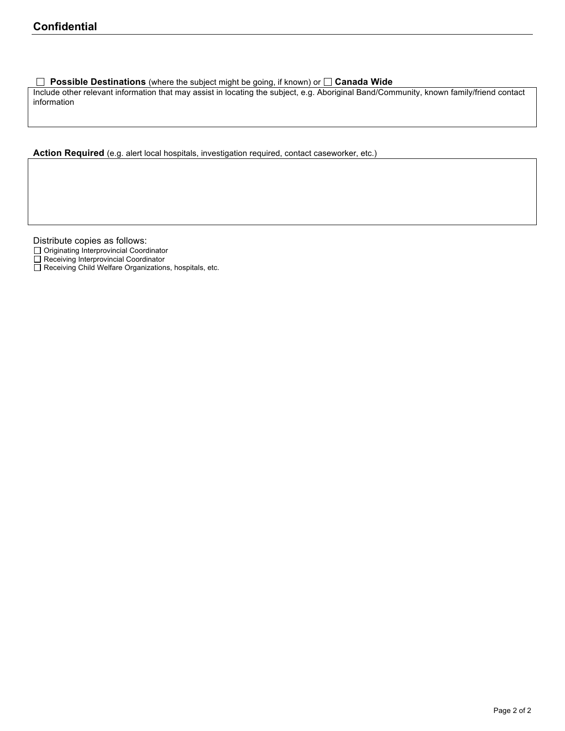**Confidential**

☐ **Possible Destinations** (where the subject might be going, if known) or ☐ **Canada Wide**

Include other relevant information that may assist in locating the subject, e.g. Aboriginal Band/Community, known family/friend contact information

**Action Required** (e.g. alert local hospitals, investigation required, contact caseworker, etc.)

Distribute copies as follows:

☐ Originating Interprovincial Coordinator
☐ Receiving Interprovincial Coordinator
☐ Receiving Child Welfare Organizations, hospitals, etc.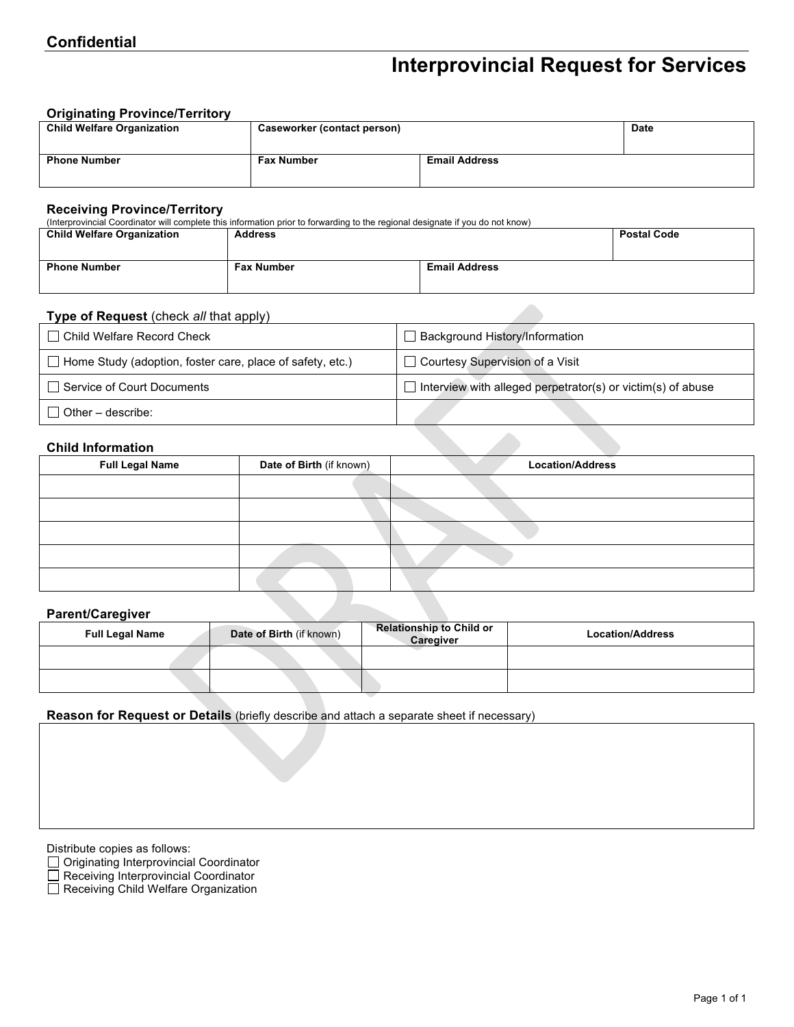**Confidential**

# Interprovincial Request for Services

### Originating Province/Territory

| Child Welfare Organization | Caseworker (contact person) | | Date |
|---|---|---|---|
| | | | |
| **Phone Number** | **Fax Number** | **Email Address** | |
| | | | |

### Receiving Province/Territory

(Interprovincial Coordinator will complete this information prior to forwarding to the regional designate if you do not know)

| Child Welfare Organization | Address | | Postal Code |
|---|---|---|---|
| | | | |
| **Phone Number** | **Fax Number** | **Email Address** | |
| | | | |

### Type of Request (check *all* that apply)

| | |
|---|---|
| ☐ Child Welfare Record Check | ☐ Background History/Information |
| ☐ Home Study (adoption, foster care, place of safety, etc.) | ☐ Courtesy Supervision of a Visit |
| ☐ Service of Court Documents | ☐ Interview with alleged perpetrator(s) or victim(s) of abuse |
| ☐ Other – describe: | |

### Child Information

| Full Legal Name | Date of Birth (if known) | Location/Address |
|---|---|---|
| | | |
| | | |
| | | |
| | | |
| | | |

### Parent/Caregiver

| Full Legal Name | Date of Birth (if known) | Relationship to Child or Caregiver | Location/Address |
|---|---|---|---|
| | | | |
| | | | |

### Reason for Request or Details (briefly describe and attach a separate sheet if necessary)

| |
|---|
| |

Distribute copies as follows:

☐ Originating Interprovincial Coordinator
☐ Receiving Interprovincial Coordinator
☐ Receiving Child Welfare Organization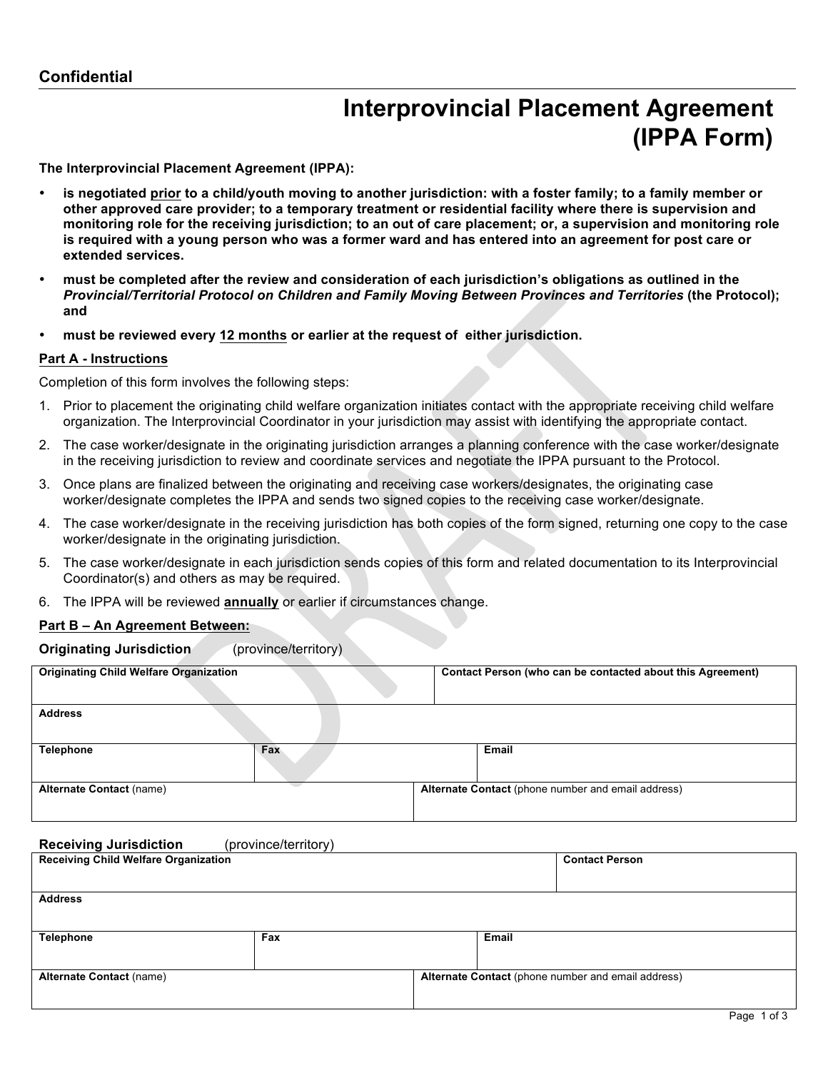**Confidential**

# Interprovincial Placement Agreement (IPPA Form)

**The Interprovincial Placement Agreement (IPPA):**

- **is negotiated <u>prior</u> to a child/youth moving to another jurisdiction: with a foster family; to a family member or other approved care provider; to a temporary treatment or residential facility where there is supervision and monitoring role for the receiving jurisdiction; to an out of care placement; or, a supervision and monitoring role is required with a young person who was a former ward and has entered into an agreement for post care or extended services.**
- **must be completed after the review and consideration of each jurisdiction's obligations as outlined in the *Provincial/Territorial Protocol on Children and Family Moving Between Provinces and Territories* (the Protocol); and**
- **must be reviewed every <u>12 months</u> or earlier at the request of either jurisdiction.**

**<u>Part A - Instructions</u>**

Completion of this form involves the following steps:

1. Prior to placement the originating child welfare organization initiates contact with the appropriate receiving child welfare organization. The Interprovincial Coordinator in your jurisdiction may assist with identifying the appropriate contact.
2. The case worker/designate in the originating jurisdiction arranges a planning conference with the case worker/designate in the receiving jurisdiction to review and coordinate services and negotiate the IPPA pursuant to the Protocol.
3. Once plans are finalized between the originating and receiving case workers/designates, the originating case worker/designate completes the IPPA and sends two signed copies to the receiving case worker/designate.
4. The case worker/designate in the receiving jurisdiction has both copies of the form signed, returning one copy to the case worker/designate in the originating jurisdiction.
5. The case worker/designate in each jurisdiction sends copies of this form and related documentation to its Interprovincial Coordinator(s) and others as may be required.
6. The IPPA will be reviewed **<u>annually</u>** or earlier if circumstances change.

**<u>Part B – An Agreement Between:</u>**

**Originating Jurisdiction** (province/territory)

| **Originating Child Welfare Organization** | | **Contact Person (who can be contacted about this Agreement)** |
|---|---|---|
| **Address** | | |
| **Telephone** | **Fax** | **Email** |
| **Alternate Contact** (name) | | **Alternate Contact** (phone number and email address) |

**Receiving Jurisdiction** (province/territory)

| **Receiving Child Welfare Organization** | | **Contact Person** |
|---|---|---|
| **Address** | | |
| **Telephone** | **Fax** | **Email** |
| **Alternate Contact** (name) | | **Alternate Contact** (phone number and email address) |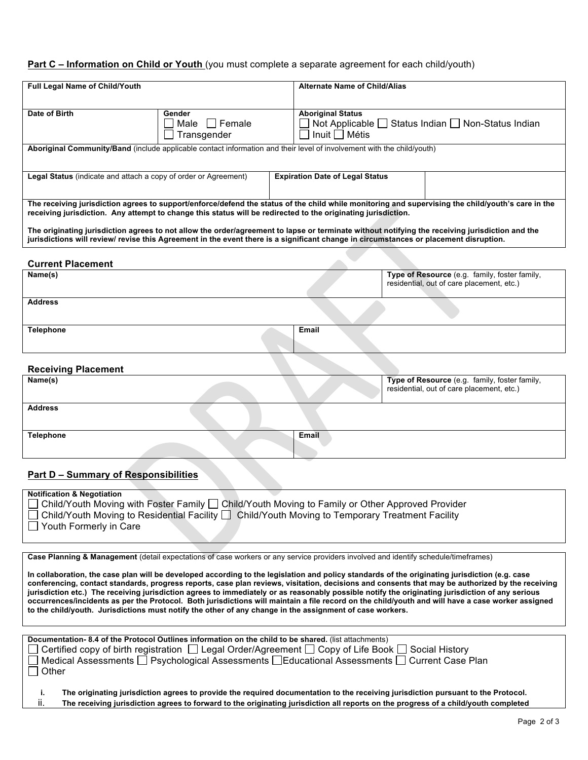**Part C – Information on Child or Youth** (you must complete a separate agreement for each child/youth)

| **Full Legal Name of Child/Youth** | | **Alternate Name of Child/Alias** | |
|---|---|---|---|
| **Date of Birth** | **Gender** ☐ Male ☐ Female ☐ Transgender | **Aboriginal Status** ☐ Not Applicable ☐ Status Indian ☐ Non-Status Indian ☐ Inuit ☐ Métis | |
| **Aboriginal Community/Band** (include applicable contact information and their level of involvement with the child/youth) | | | |
| **Legal Status** (indicate and attach a copy of order or Agreement) | | **Expiration Date of Legal Status** | |

**The receiving jurisdiction agrees to support/enforce/defend the status of the child while monitoring and supervising the child/youth's care in the receiving jurisdiction. Any attempt to change this status will be redirected to the originating jurisdiction.**

**The originating jurisdiction agrees to not allow the order/agreement to lapse or terminate without notifying the receiving jurisdiction and the jurisdictions will review/ revise this Agreement in the event there is a significant change in circumstances or placement disruption.**

### Current Placement

| **Name(s)** | **Type of Resource** (e.g. family, foster family, residential, out of care placement, etc.) |
|---|---|
| **Address** | |
| **Telephone** | **Email** |

### Receiving Placement

| **Name(s)** | **Type of Resource** (e.g. family, foster family, residential, out of care placement, etc.) |
|---|---|
| **Address** | |
| **Telephone** | **Email** |

**Part D – Summary of Responsibilities**

**Notification & Negotiation**

☐ Child/Youth Moving with Foster Family ☐ Child/Youth Moving to Family or Other Approved Provider
☐ Child/Youth Moving to Residential Facility ☐ Child/Youth Moving to Temporary Treatment Facility
☐ Youth Formerly in Care

**Case Planning & Management** (detail expectations of case workers or any service providers involved and identify schedule/timeframes)

**In collaboration, the case plan will be developed according to the legislation and policy standards of the originating jurisdiction (e.g. case conferencing, contact standards, progress reports, case plan reviews, visitation, decisions and consents that may be authorized by the receiving jurisdiction etc.) The receiving jurisdiction agrees to immediately or as reasonably possible notify the originating jurisdiction of any serious occurrences/incidents as per the Protocol. Both jurisdictions will maintain a file record on the child/youth and will have a case worker assigned to the child/youth. Jurisdictions must notify the other of any change in the assignment of case workers.**

**Documentation- 8.4 of the Protocol Outlines information on the child to be shared.** (list attachments)

☐ Certified copy of birth registration ☐ Legal Order/Agreement ☐ Copy of Life Book ☐ Social History
☐ Medical Assessments ☐ Psychological Assessments ☐ Educational Assessments ☐ Current Case Plan
☐ Other

i. **The originating jurisdiction agrees to provide the required documentation to the receiving jurisdiction pursuant to the Protocol.**
ii. **The receiving jurisdiction agrees to forward to the originating jurisdiction all reports on the progress of a child/youth completed**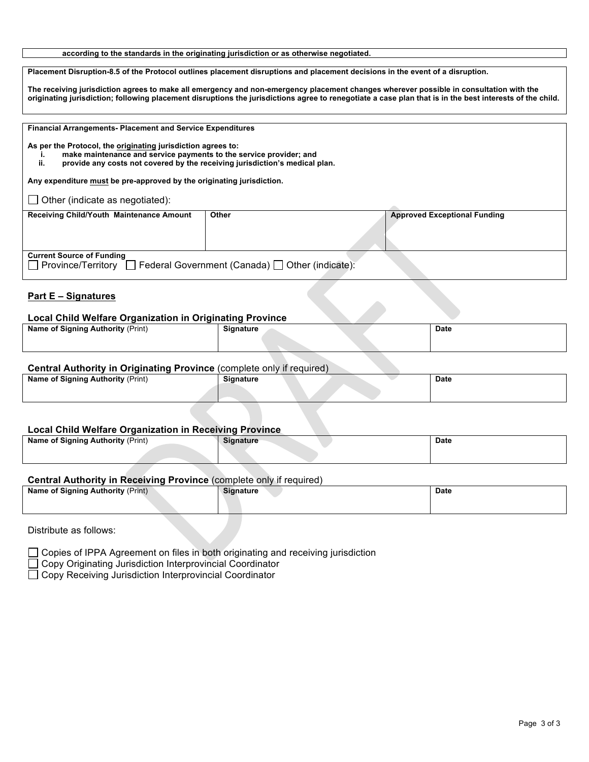**according to the standards in the originating jurisdiction or as otherwise negotiated.**

**Placement Disruption-8.5 of the Protocol outlines placement disruptions and placement decisions in the event of a disruption.**

**The receiving jurisdiction agrees to make all emergency and non-emergency placement changes wherever possible in consultation with the originating jurisdiction; following placement disruptions the jurisdictions agree to renegotiate a case plan that is in the best interests of the child.**

**Financial Arrangements- Placement and Service Expenditures**

**As per the Protocol, the originating jurisdiction agrees to:**

- **i. make maintenance and service payments to the service provider; and**
- **ii. provide any costs not covered by the receiving jurisdiction's medical plan.**

**Any expenditure must be pre-approved by the originating jurisdiction.**

☐ Other (indicate as negotiated):

| Receiving Child/Youth Maintenance Amount | Other | Approved Exceptional Funding |
|---|---|---|
| | | |

**Current Source of Funding**
☐ Province/Territory ☐ Federal Government (Canada) ☐ Other (indicate):

## Part E – Signatures

### Local Child Welfare Organization in Originating Province

| Name of Signing Authority (Print) | Signature | Date |
|---|---|---|
| | | |

### Central Authority in Originating Province (complete only if required)

| Name of Signing Authority (Print) | Signature | Date |
|---|---|---|
| | | |

### Local Child Welfare Organization in Receiving Province

| Name of Signing Authority (Print) | Signature | Date |
|---|---|---|
| | | |

### Central Authority in Receiving Province (complete only if required)

| Name of Signing Authority (Print) | Signature | Date |
|---|---|---|
| | | |

Distribute as follows:

☐ Copies of IPPA Agreement on files in both originating and receiving jurisdiction
☐ Copy Originating Jurisdiction Interprovincial Coordinator
☐ Copy Receiving Jurisdiction Interprovincial Coordinator